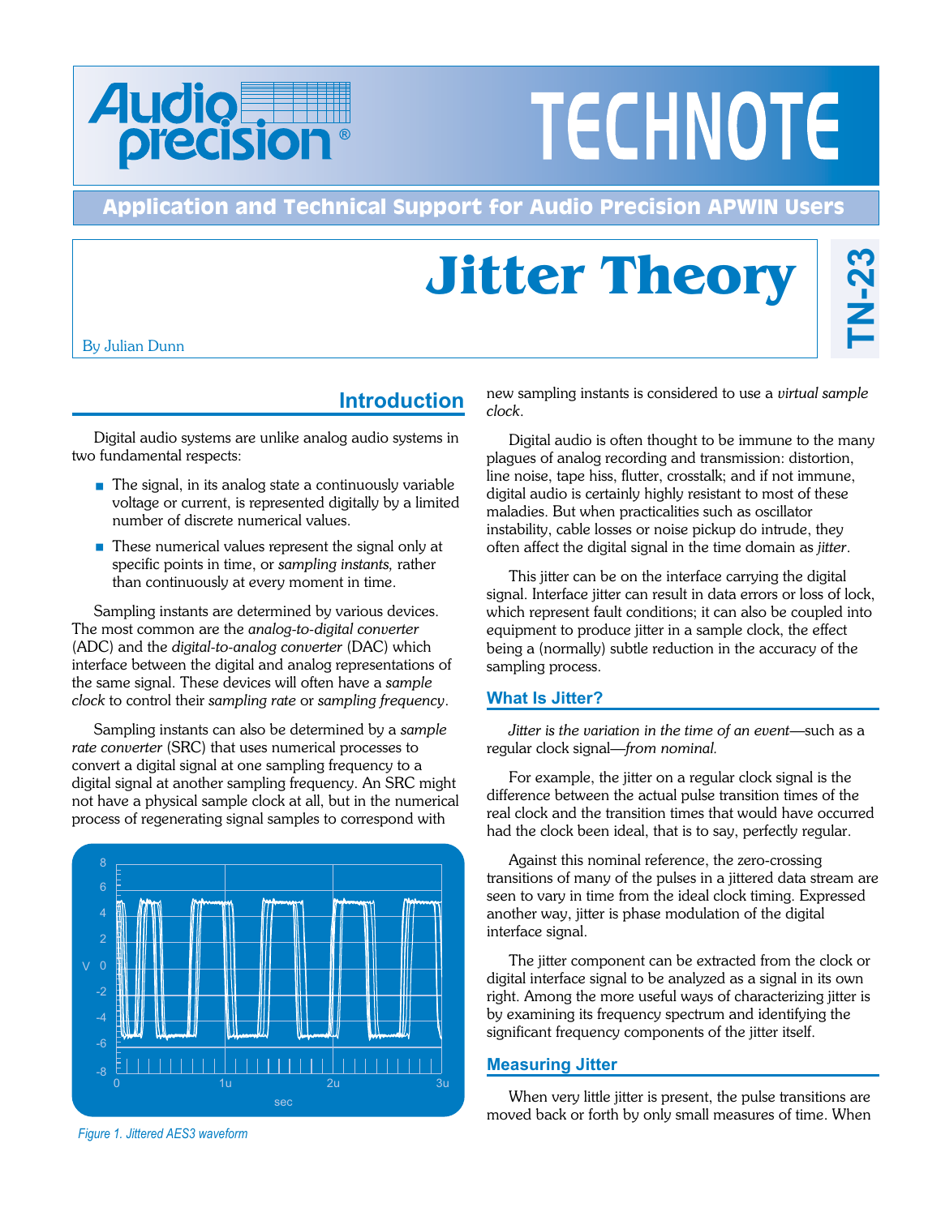# Audio precision TECHNOTE

**Application and Technical Support for Audio Precision APWIN Users**

# Jitter Theory

**TN-23**

By Julian Dunn

## Introduction

Digital audio systems are unlike analog audio systems in two fundamental respects:

- The signal, in its analog state a continuously variable voltage or current, is represented digitally by a limited number of discrete numerical values.
- These numerical values represent the signal only at specific points in time, or *sampling instants,* rather than continuously at every moment in time.

Sampling instants are determined by various devices. The most common are the *analog-to-digital converter* (ADC) and the *digital-to-analog converter* (DAC) which interface between the digital and analog representations of the same signal. These devices will often have a *sample clock* to control their *sampling rate* or *sampling frequency*.

Sampling instants can also be determined by a *sample rate converter* (SRC) that uses numerical processes to convert a digital signal at one sampling frequency to a digital signal at another sampling frequency. An SRC might not have a physical sample clock at all, but in the numerical process of regenerating signal samples to correspond with new sampling instants is considered to use a *virtual sample clock*.

*Figure 1. Jittered AES3 waveform*

Digital audio is often thought to be immune to the many plagues of analog recording and transmission: distortion, line noise, tape hiss, flutter, crosstalk; and if not immune, digital audio is certainly highly resistant to most of these maladies. But when practicalities such as oscillator instability, cable losses or noise pickup do intrude, they often affect the digital signal in the time domain as *jitter*.

This jitter can be on the interface carrying the digital signal. Interface jitter can result in data errors or loss of lock, which represent fault conditions; it can also be coupled into equipment to produce jitter in a sample clock, the effect being a (normally) subtle reduction in the accuracy of the sampling process.

### What Is Jitter?

*Jitter is the variation in the time of an event*—such as a regular clock signal—*from nominal.*

For example, the jitter on a regular clock signal is the difference between the actual pulse transition times of the real clock and the transition times that would have occurred had the clock been ideal, that is to say, perfectly regular.

Against this nominal reference, the zero-crossing transitions of many of the pulses in a jittered data stream are seen to vary in time from the ideal clock timing. Expressed another way, jitter is phase modulation of the digital interface signal.

The jitter component can be extracted from the clock or digital interface signal to be analyzed as a signal in its own right. Among the more useful ways of characterizing jitter is by examining its frequency spectrum and identifying the significant frequency components of the jitter itself.

### Measuring Jitter

When very little jitter is present, the pulse transitions are moved back or forth by only small measures of time. When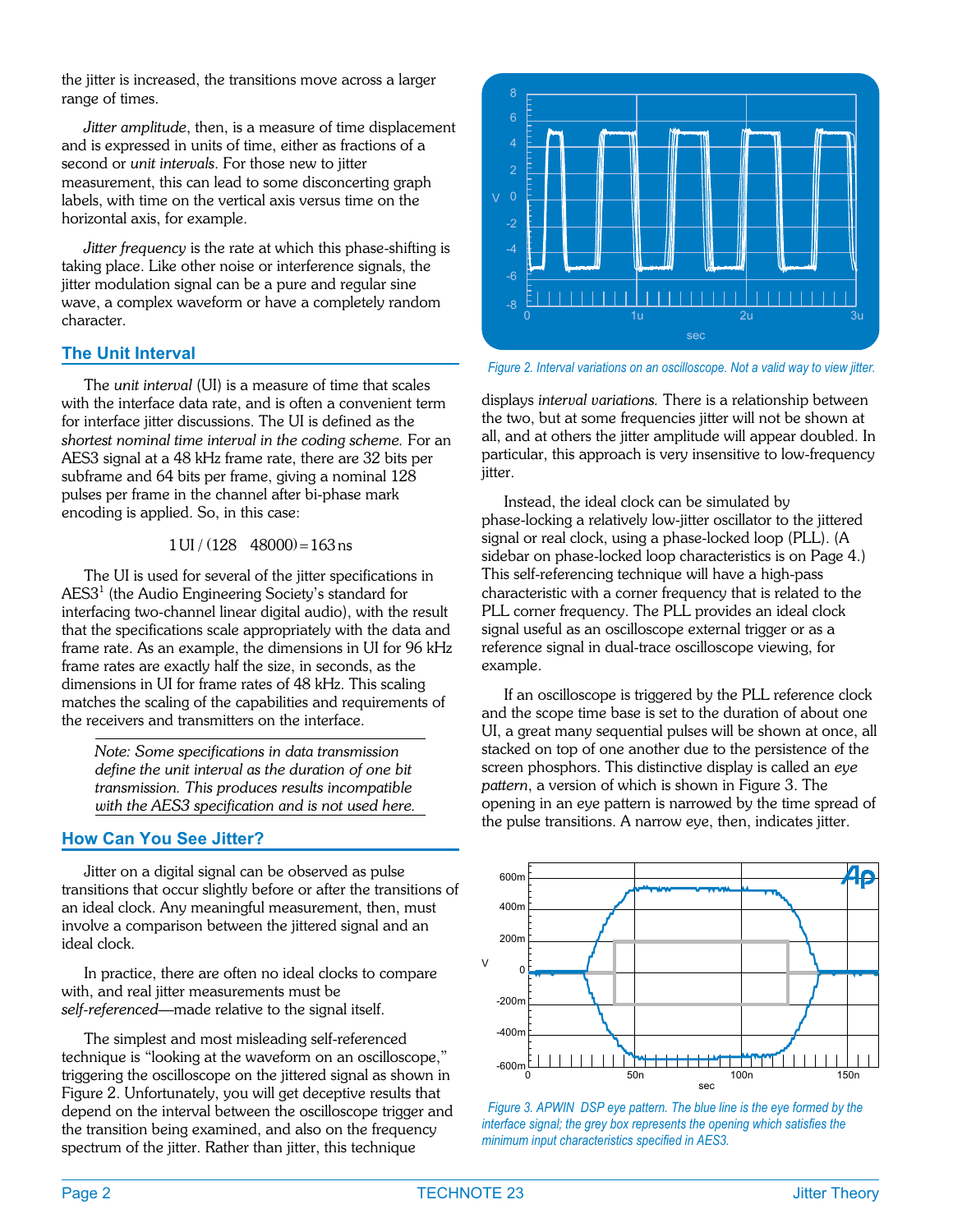the jitter is increased, the transitions move across a larger range of times.

*Jitter amplitude*, then, is a measure of time displacement and is expressed in units of time, either as fractions of a second or *unit intervals*. For those new to jitter measurement, this can lead to some disconcerting graph labels, with time on the vertical axis versus time on the horizontal axis, for example.

*Jitter frequency* is the rate at which this phase-shifting is taking place. Like other noise or interference signals, the jitter modulation signal can be a pure and regular sine wave, a complex waveform or have a completely random character.

## The Unit Interval

The *unit interval* (UI) is a measure of time that scales with the interface data rate, and is often a convenient term for interface jitter discussions. The UI is defined as the *shortest nominal time interval in the coding scheme.* For an AES3 signal at a 48 kHz frame rate, there are 32 bits per subframe and 64 bits per frame, giving a nominal 128 pulses per frame in the channel after bi-phase mark encoding is applied. So, in this case:

$$1\,\text{UI} / (128 \quad 48000) = 163\,\text{ns}$$

The UI is used for several of the jitter specifications in AES3[1] (the Audio Engineering Society's standard for interfacing two-channel linear digital audio), with the result that the specifications scale appropriately with the data and frame rate. As an example, the dimensions in UI for 96 kHz frame rates are exactly half the size, in seconds, as the dimensions in UI for frame rates of 48 kHz. This scaling matches the scaling of the capabilities and requirements of the receivers and transmitters on the interface.

> *Note: Some specifications in data transmission define the unit interval as the duration of one bit transmission. This produces results incompatible with the AES3 specification and is not used here.*

## How Can You See Jitter?

Jitter on a digital signal can be observed as pulse transitions that occur slightly before or after the transitions of an ideal clock. Any meaningful measurement, then, must involve a comparison between the jittered signal and an ideal clock.

In practice, there are often no ideal clocks to compare with, and real jitter measurements must be *self-referenced*—made relative to the signal itself.

The simplest and most misleading self-referenced technique is "looking at the waveform on an oscilloscope," triggering the oscilloscope on the jittered signal as shown in Figure 2. Unfortunately, you will get deceptive results that depend on the interval between the oscilloscope trigger and the transition being examined, and also on the frequency spectrum of the jitter. Rather than jitter, this technique displays *interval variations.* There is a relationship between the two, but at some frequencies jitter will not be shown at all, and at others the jitter amplitude will appear doubled. In particular, this approach is very insensitive to low-frequency jitter.

*Figure 2. Interval variations on an oscilloscope. Not a valid way to view jitter.*

Instead, the ideal clock can be simulated by phase-locking a relatively low-jitter oscillator to the jittered signal or real clock, using a phase-locked loop (PLL). (A sidebar on phase-locked loop characteristics is on Page 4.) This self-referencing technique will have a high-pass characteristic with a corner frequency that is related to the PLL corner frequency. The PLL provides an ideal clock signal useful as an oscilloscope external trigger or as a reference signal in dual-trace oscilloscope viewing, for example.

If an oscilloscope is triggered by the PLL reference clock and the scope time base is set to the duration of about one UI, a great many sequential pulses will be shown at once, all stacked on top of one another due to the persistence of the screen phosphors. This distinctive display is called an *eye pattern*, a version of which is shown in Figure 3. The opening in an eye pattern is narrowed by the time spread of the pulse transitions. A narrow eye, then, indicates jitter.

*Figure 3. APWIN DSP eye pattern. The blue line is the eye formed by the interface signal; the grey box represents the opening which satisfies the minimum input characteristics specified in AES3.*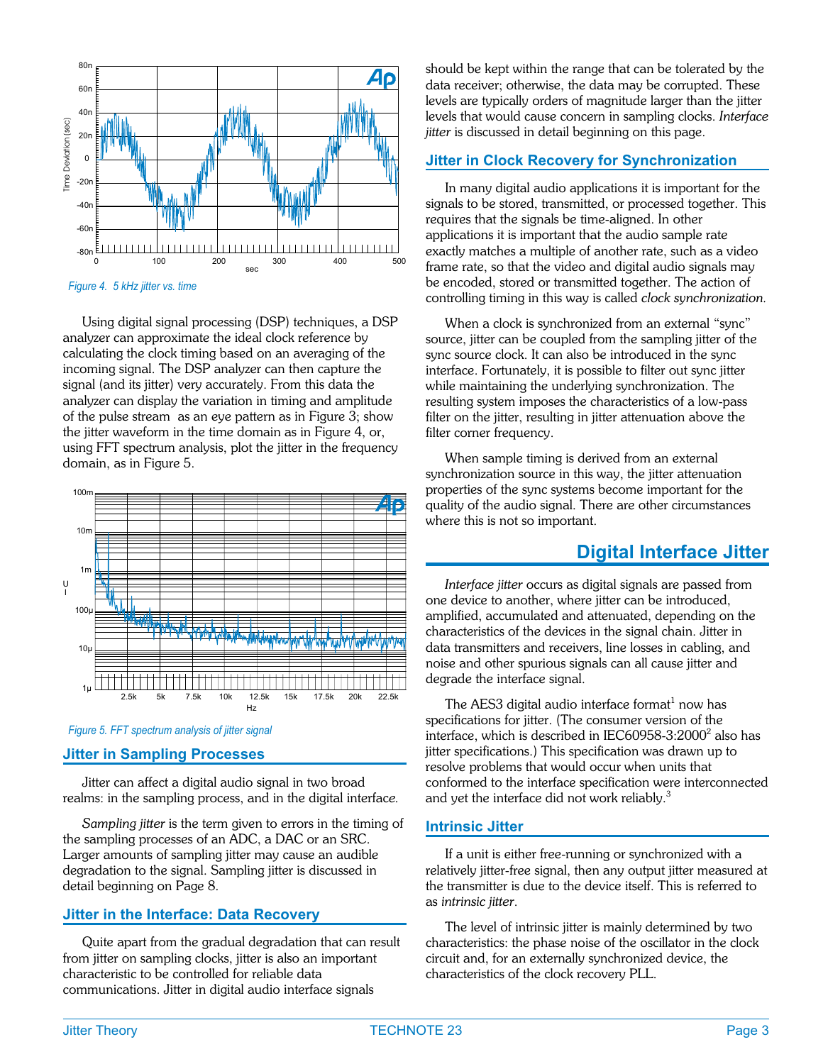Figure 4. 5 kHz jitter vs. time

Using digital signal processing (DSP) techniques, a DSP analyzer can approximate the ideal clock reference by calculating the clock timing based on an averaging of the incoming signal. The DSP analyzer can then capture the signal (and its jitter) very accurately. From this data the analyzer can display the variation in timing and amplitude of the pulse stream as an *eye* pattern as in Figure 3; show the jitter waveform in the time domain as in Figure 4, or, using FFT spectrum analysis, plot the jitter in the frequency domain, as in Figure 5.

Figure 5. FFT spectrum analysis of jitter signal

## Jitter in Sampling Processes

Jitter can affect a digital audio signal in two broad realms: in the sampling process, and in the digital interface.

*Sampling jitter* is the term given to errors in the timing of the sampling processes of an ADC, a DAC or an SRC. Larger amounts of sampling jitter may cause an audible degradation to the signal. Sampling jitter is discussed in detail beginning on Page 8.

## Jitter in the Interface: Data Recovery

Quite apart from the gradual degradation that can result from jitter on sampling clocks, jitter is also an important characteristic to be controlled for reliable data communications. Jitter in digital audio interface signals should be kept within the range that can be tolerated by the data receiver; otherwise, the data may be corrupted. These levels are typically orders of magnitude larger than the jitter levels that would cause concern in sampling clocks. *Interface jitter* is discussed in detail beginning on this page.

## Jitter in Clock Recovery for Synchronization

In many digital audio applications it is important for the signals to be stored, transmitted, or processed together. This requires that the signals be time-aligned. In other applications it is important that the audio sample rate exactly matches a multiple of another rate, such as a video frame rate, so that the video and digital audio signals may be encoded, stored or transmitted together. The action of controlling timing in this way is called *clock synchronization*.

When a clock is synchronized from an external "sync" source, jitter can be coupled from the sampling jitter of the sync source clock. It can also be introduced in the sync interface. Fortunately, it is possible to filter out sync jitter while maintaining the underlying synchronization. The resulting system imposes the characteristics of a low-pass filter on the jitter, resulting in jitter attenuation above the filter corner frequency.

When sample timing is derived from an external synchronization source in this way, the jitter attenuation properties of the sync systems become important for the quality of the audio signal. There are other circumstances where this is not so important.

# Digital Interface Jitter

*Interface jitter* occurs as digital signals are passed from one device to another, where jitter can be introduced, amplified, accumulated and attenuated, depending on the characteristics of the devices in the signal chain. Jitter in data transmitters and receivers, line losses in cabling, and noise and other spurious signals can all cause jitter and degrade the interface signal.

The AES3 digital audio interface format[1] now has specifications for jitter. (The consumer version of the interface, which is described in IEC60958-3:2000[2] also has jitter specifications.) This specification was drawn up to resolve problems that would occur when units that conformed to the interface specification were interconnected and yet the interface did not work reliably.[3]

## Intrinsic Jitter

If a unit is either free-running or synchronized with a relatively jitter-free signal, then any output jitter measured at the transmitter is due to the device itself. This is referred to as *intrinsic jitter*.

The level of intrinsic jitter is mainly determined by two characteristics: the phase noise of the oscillator in the clock circuit and, for an externally synchronized device, the characteristics of the clock recovery PLL.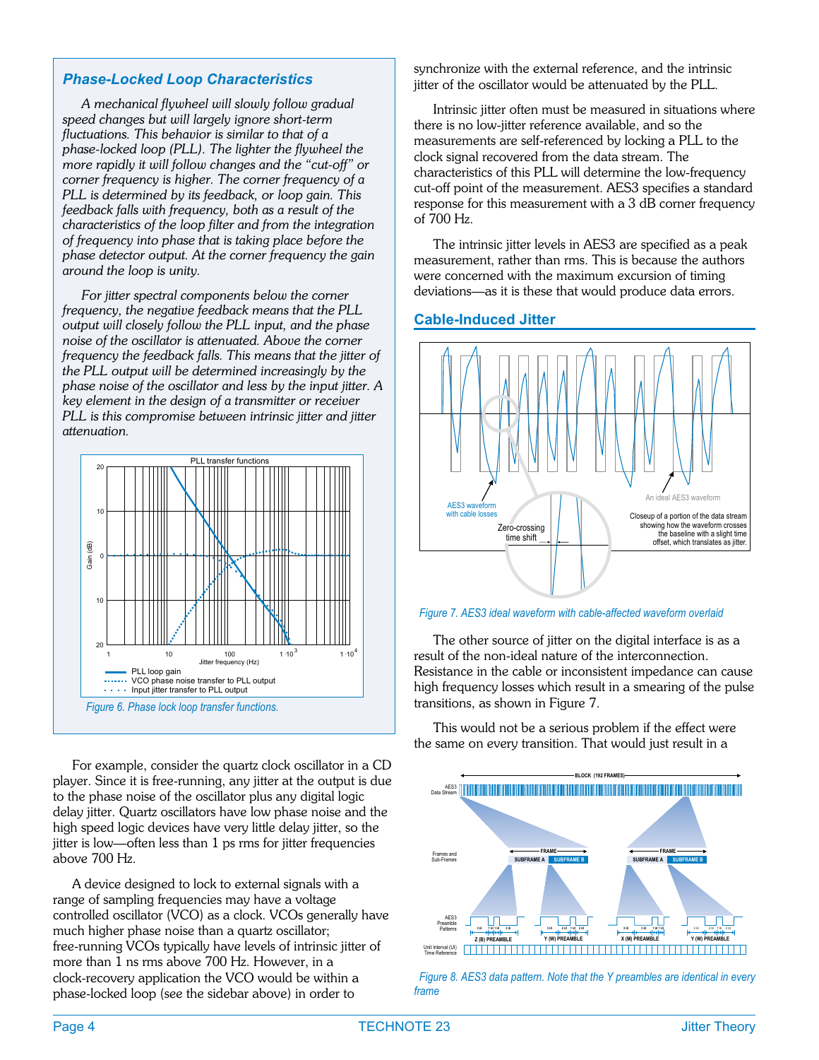### *Phase-Locked Loop Characteristics*

*A mechanical flywheel will slowly follow gradual speed changes but will largely ignore short-term fluctuations. This behavior is similar to that of a phase-locked loop (PLL). The lighter the flywheel the more rapidly it will follow changes and the "cut-off" or corner frequency is higher. The corner frequency of a PLL is determined by its feedback, or loop gain. This feedback falls with frequency, both as a result of the characteristics of the loop filter and from the integration of frequency into phase that is taking place before the phase detector output. At the corner frequency the gain around the loop is unity.*

*For jitter spectral components below the corner frequency, the negative feedback means that the PLL output will closely follow the PLL input, and the phase noise of the oscillator is attenuated. Above the corner frequency the feedback falls. This means that the jitter of the PLL output will be determined increasingly by the phase noise of the oscillator and less by the input jitter. A key element in the design of a transmitter or receiver PLL is this compromise between intrinsic jitter and jitter attenuation.*

*Figure 6. Phase lock loop transfer functions.*

For example, consider the quartz clock oscillator in a CD player. Since it is free-running, any jitter at the output is due to the phase noise of the oscillator plus any digital logic delay jitter. Quartz oscillators have low phase noise and the high speed logic devices have very little delay jitter, so the jitter is low—often less than 1 ps rms for jitter frequencies above 700 Hz.

A device designed to lock to external signals with a range of sampling frequencies may have a voltage controlled oscillator (VCO) as a clock. VCOs generally have much higher phase noise than a quartz oscillator; free-running VCOs typically have levels of intrinsic jitter of more than 1 ns rms above 700 Hz. However, in a clock-recovery application the VCO would be within a phase-locked loop (see the sidebar above) in order to synchronize with the external reference, and the intrinsic jitter of the oscillator would be attenuated by the PLL.

Intrinsic jitter often must be measured in situations where there is no low-jitter reference available, and so the measurements are self-referenced by locking a PLL to the clock signal recovered from the data stream. The characteristics of this PLL will determine the low-frequency cut-off point of the measurement. AES3 specifies a standard response for this measurement with a 3 dB corner frequency of 700 Hz.

The intrinsic jitter levels in AES3 are specified as a peak measurement, rather than rms. This is because the authors were concerned with the maximum excursion of timing deviations—as it is these that would produce data errors.

## Cable-Induced Jitter

*Figure 7. AES3 ideal waveform with cable-affected waveform overlaid*

The other source of jitter on the digital interface is as a result of the non-ideal nature of the interconnection. Resistance in the cable or inconsistent impedance can cause high frequency losses which result in a smearing of the pulse transitions, as shown in Figure 7.

This would not be a serious problem if the effect were the same on every transition. That would just result in a

*Figure 8. AES3 data pattern. Note that the Y preambles are identical in every frame*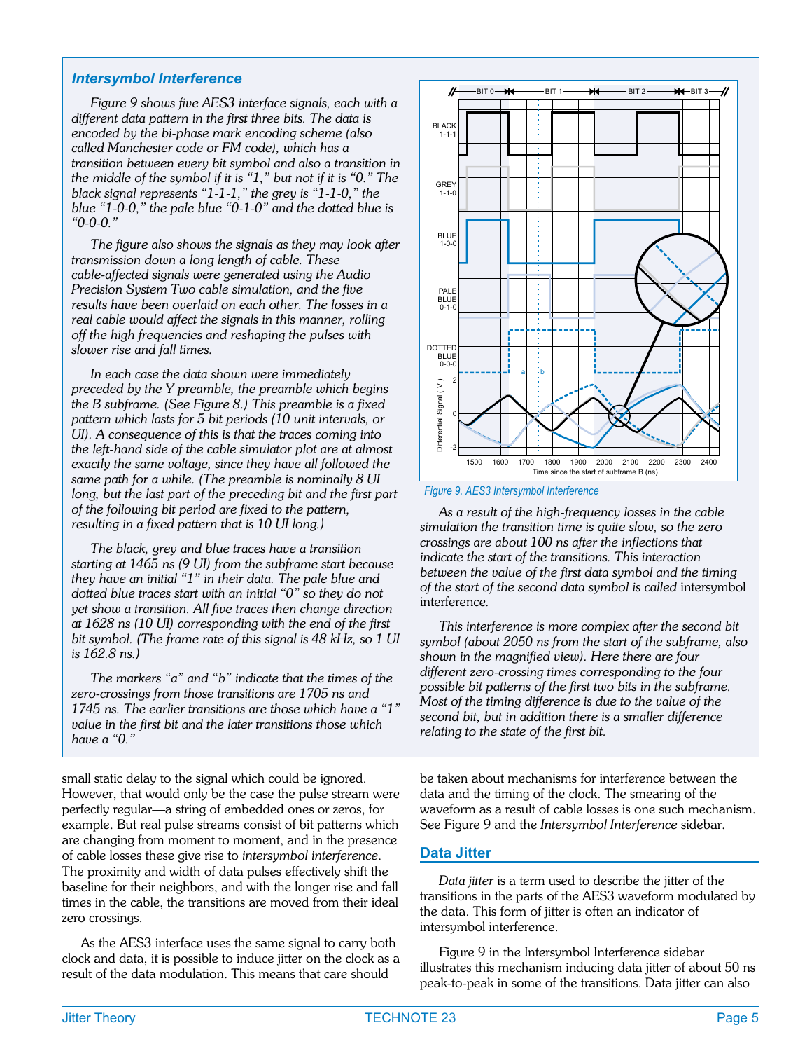## Intersymbol Interference

*Figure 9 shows five AES3 interface signals, each with a different data pattern in the first three bits. The data is encoded by the bi-phase mark encoding scheme (also called Manchester code or FM code), which has a transition between every bit symbol and also a transition in the middle of the symbol if it is "1," but not if it is "0." The black signal represents "1-1-1," the grey is "1-1-0," the blue "1-0-0," the pale blue "0-1-0" and the dotted blue is "0-0-0."*

*The figure also shows the signals as they may look after transmission down a long length of cable. These cable-affected signals were generated using the Audio Precision System Two cable simulation, and the five results have been overlaid on each other. The losses in a real cable would affect the signals in this manner, rolling off the high frequencies and reshaping the pulses with slower rise and fall times.*

*In each case the data shown were immediately preceded by the Y preamble, the preamble which begins the B subframe. (See Figure 8.) This preamble is a fixed pattern which lasts for 5 bit periods (10 unit intervals, or UI). A consequence of this is that the traces coming into the left-hand side of the cable simulator plot are at almost exactly the same voltage, since they have all followed the same path for a while. (The preamble is nominally 8 UI long, but the last part of the preceding bit and the first part of the following bit period are fixed to the pattern, resulting in a fixed pattern that is 10 UI long.)*

*The black, grey and blue traces have a transition starting at 1465 ns (9 UI) from the subframe start because they have an initial "1" in their data. The pale blue and dotted blue traces start with an initial "0" so they do not yet show a transition. All five traces then change direction at 1628 ns (10 UI) corresponding with the end of the first bit symbol. (The frame rate of this signal is 48 kHz, so 1 UI is 162.8 ns.)*

*The markers "a" and "b" indicate that the times of the zero-crossings from those transitions are 1705 ns and 1745 ns. The earlier transitions are those which have a "1" value in the first bit and the later transitions those which have a "0."*

*Figure 9. AES3 Intersymbol Interference*

*As a result of the high-frequency losses in the cable simulation the transition time is quite slow, so the zero crossings are about 100 ns after the inflections that indicate the start of the transitions. This interaction between the value of the first data symbol and the timing of the start of the second data symbol is called* intersymbol interference*.*

*This interference is more complex after the second bit symbol (about 2050 ns from the start of the subframe, also shown in the magnified view). Here there are four different zero-crossing times corresponding to the four possible bit patterns of the first two bits in the subframe. Most of the timing difference is due to the value of the second bit, but in addition there is a smaller difference relating to the state of the first bit.*

small static delay to the signal which could be ignored. However, that would only be the case the pulse stream were perfectly regular—a string of embedded ones or zeros, for example. But real pulse streams consist of bit patterns which are changing from moment to moment, and in the presence of cable losses these give rise to *intersymbol interference*. The proximity and width of data pulses effectively shift the baseline for their neighbors, and with the longer rise and fall times in the cable, the transitions are moved from their ideal zero crossings.

As the AES3 interface uses the same signal to carry both clock and data, it is possible to induce jitter on the clock as a result of the data modulation. This means that care should be taken about mechanisms for interference between the data and the timing of the clock. The smearing of the waveform as a result of cable losses is one such mechanism. See Figure 9 and the *Intersymbol Interference* sidebar.

## Data Jitter

*Data jitter* is a term used to describe the jitter of the transitions in the parts of the AES3 waveform modulated by the data. This form of jitter is often an indicator of intersymbol interference.

Figure 9 in the Intersymbol Interference sidebar illustrates this mechanism inducing data jitter of about 50 ns peak-to-peak in some of the transitions. Data jitter can also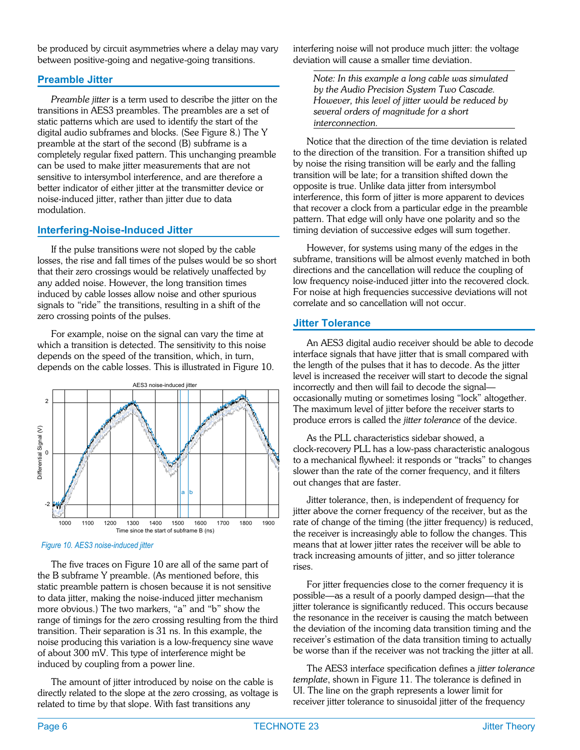be produced by circuit asymmetries where a delay may vary between positive-going and negative-going transitions.

## Preamble Jitter

*Preamble jitter* is a term used to describe the jitter on the transitions in AES3 preambles. The preambles are a set of static patterns which are used to identify the start of the digital audio subframes and blocks. (See Figure 8.) The Y preamble at the start of the second (B) subframe is a completely regular fixed pattern. This unchanging preamble can be used to make jitter measurements that are not sensitive to intersymbol interference, and are therefore a better indicator of either jitter at the transmitter device or noise-induced jitter, rather than jitter due to data modulation.

## Interfering-Noise-Induced Jitter

If the pulse transitions were not sloped by the cable losses, the rise and fall times of the pulses would be so short that their zero crossings would be relatively unaffected by any added noise. However, the long transition times induced by cable losses allow noise and other spurious signals to "ride" the transitions, resulting in a shift of the zero crossing points of the pulses.

For example, noise on the signal can vary the time at which a transition is detected. The sensitivity to this noise depends on the speed of the transition, which, in turn, depends on the cable losses. This is illustrated in Figure 10.

*Figure 10. AES3 noise-induced jitter*

The five traces on Figure 10 are all of the same part of the B subframe Y preamble. (As mentioned before, this static preamble pattern is chosen because it is not sensitive to data jitter, making the noise-induced jitter mechanism more obvious.) The two markers, "a" and "b" show the range of timings for the zero crossing resulting from the third transition. Their separation is 31 ns. In this example, the noise producing this variation is a low-frequency sine wave of about 300 mV. This type of interference might be induced by coupling from a power line.

The amount of jitter introduced by noise on the cable is directly related to the slope at the zero crossing, as voltage is related to time by that slope. With fast transitions any interfering noise will not produce much jitter: the voltage deviation will cause a smaller time deviation.

> *Note: In this example a long cable was simulated by the Audio Precision System Two Cascade. However, this level of jitter would be reduced by several orders of magnitude for a short interconnection.*

Notice that the direction of the time deviation is related to the direction of the transition. For a transition shifted up by noise the rising transition will be early and the falling transition will be late; for a transition shifted down the opposite is true. Unlike data jitter from intersymbol interference, this form of jitter is more apparent to devices that recover a clock from a particular edge in the preamble pattern. That edge will only have one polarity and so the timing deviation of successive edges will sum together.

However, for systems using many of the edges in the subframe, transitions will be almost evenly matched in both directions and the cancellation will reduce the coupling of low frequency noise-induced jitter into the recovered clock. For noise at high frequencies successive deviations will not correlate and so cancellation will not occur.

## Jitter Tolerance

An AES3 digital audio receiver should be able to decode interface signals that have jitter that is small compared with the length of the pulses that it has to decode. As the jitter level is increased the receiver will start to decode the signal incorrectly and then will fail to decode the signal—occasionally muting or sometimes losing "lock" altogether. The maximum level of jitter before the receiver starts to produce errors is called the *jitter tolerance* of the device.

As the PLL characteristics sidebar showed, a clock-recovery PLL has a low-pass characteristic analogous to a mechanical flywheel: it responds or "tracks" to changes slower than the rate of the corner frequency, and it filters out changes that are faster.

Jitter tolerance, then, is independent of frequency for jitter above the corner frequency of the receiver, but as the rate of change of the timing (the jitter frequency) is reduced, the receiver is increasingly able to follow the changes. This means that at lower jitter rates the receiver will be able to track increasing amounts of jitter, and so jitter tolerance rises.

For jitter frequencies close to the corner frequency it is possible—as a result of a poorly damped design—that the jitter tolerance is significantly reduced. This occurs because the resonance in the receiver is causing the match between the deviation of the incoming data transition timing and the receiver's estimation of the data transition timing to actually be worse than if the receiver was not tracking the jitter at all.

The AES3 interface specification defines a *jitter tolerance template*, shown in Figure 11. The tolerance is defined in UI. The line on the graph represents a lower limit for receiver jitter tolerance to sinusoidal jitter of the frequency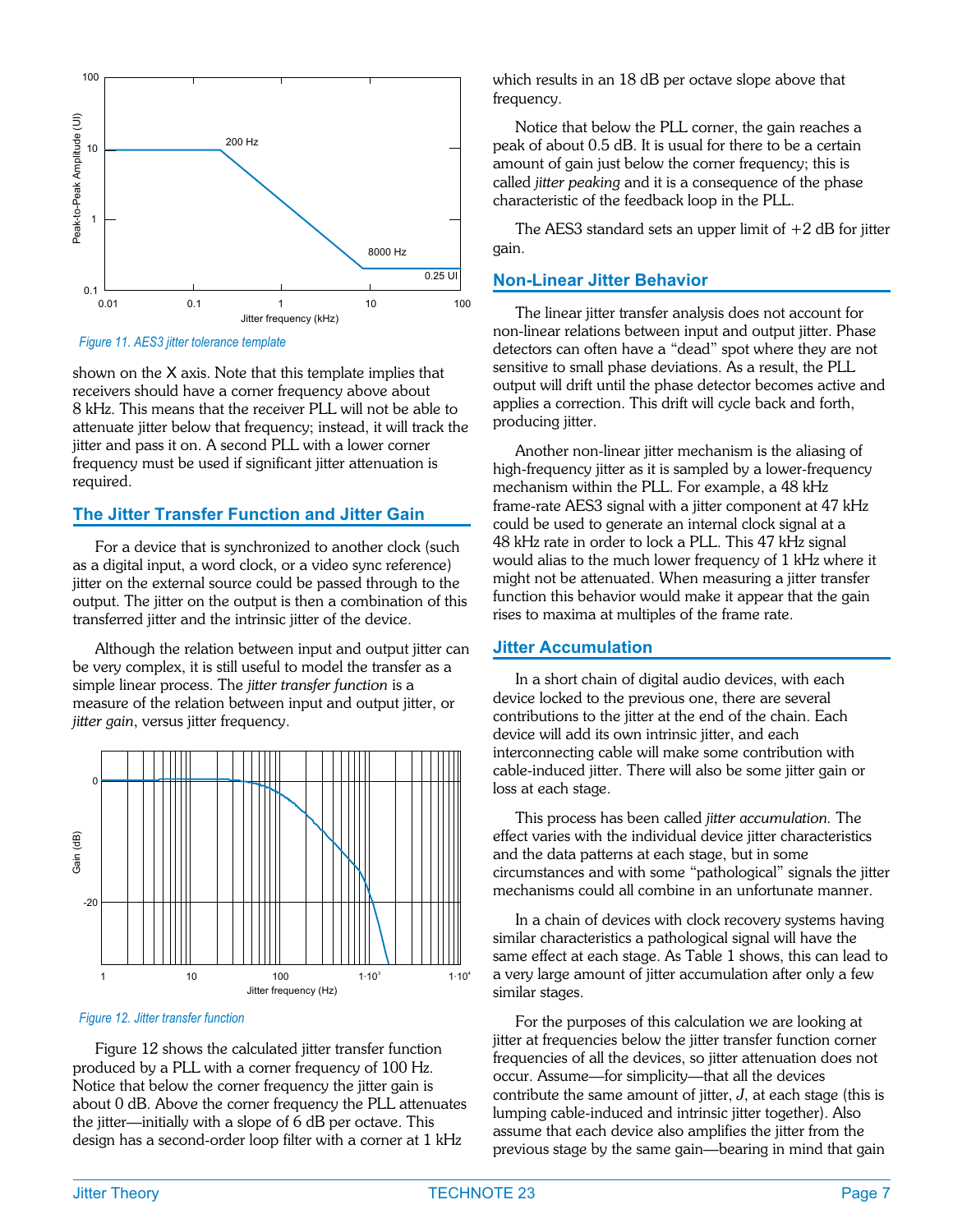Figure 11. AES3 jitter tolerance template

shown on the X axis. Note that this template implies that receivers should have a corner frequency above about 8 kHz. This means that the receiver PLL will not be able to attenuate jitter below that frequency; instead, it will track the jitter and pass it on. A second PLL with a lower corner frequency must be used if significant jitter attenuation is required.

## The Jitter Transfer Function and Jitter Gain

For a device that is synchronized to another clock (such as a digital input, a word clock, or a video sync reference) jitter on the external source could be passed through to the output. The jitter on the output is then a combination of this transferred jitter and the intrinsic jitter of the device.

Although the relation between input and output jitter can be very complex, it is still useful to model the transfer as a simple linear process. The *jitter transfer function* is a measure of the relation between input and output jitter, or *jitter gain*, versus jitter frequency.

Figure 12. Jitter transfer function

Figure 12 shows the calculated jitter transfer function produced by a PLL with a corner frequency of 100 Hz. Notice that below the corner frequency the jitter gain is about 0 dB. Above the corner frequency the PLL attenuates the jitter—initially with a slope of 6 dB per octave. This design has a second-order loop filter with a corner at 1 kHz which results in an 18 dB per octave slope above that frequency.

Notice that below the PLL corner, the gain reaches a peak of about 0.5 dB. It is usual for there to be a certain amount of gain just below the corner frequency; this is called *jitter peaking* and it is a consequence of the phase characteristic of the feedback loop in the PLL.

The AES3 standard sets an upper limit of +2 dB for jitter gain.

## Non-Linear Jitter Behavior

The linear jitter transfer analysis does not account for non-linear relations between input and output jitter. Phase detectors can often have a "dead" spot where they are not sensitive to small phase deviations. As a result, the PLL output will drift until the phase detector becomes active and applies a correction. This drift will cycle back and forth, producing jitter.

Another non-linear jitter mechanism is the aliasing of high-frequency jitter as it is sampled by a lower-frequency mechanism within the PLL. For example, a 48 kHz frame-rate AES3 signal with a jitter component at 47 kHz could be used to generate an internal clock signal at a 48 kHz rate in order to lock a PLL. This 47 kHz signal would alias to the much lower frequency of 1 kHz where it might not be attenuated. When measuring a jitter transfer function this behavior would make it appear that the gain rises to maxima at multiples of the frame rate.

## Jitter Accumulation

In a short chain of digital audio devices, with each device locked to the previous one, there are several contributions to the jitter at the end of the chain. Each device will add its own intrinsic jitter, and each interconnecting cable will make some contribution with cable-induced jitter. There will also be some jitter gain or loss at each stage.

This process has been called *jitter accumulation.* The effect varies with the individual device jitter characteristics and the data patterns at each stage, but in some circumstances and with some "pathological" signals the jitter mechanisms could all combine in an unfortunate manner.

In a chain of devices with clock recovery systems having similar characteristics a pathological signal will have the same effect at each stage. As Table 1 shows, this can lead to a very large amount of jitter accumulation after only a few similar stages.

For the purposes of this calculation we are looking at jitter at frequencies below the jitter transfer function corner frequencies of all the devices, so jitter attenuation does not occur. Assume—for simplicity—that all the devices contribute the same amount of jitter, $J$, at each stage (this is lumping cable-induced and intrinsic jitter together). Also assume that each device also amplifies the jitter from the previous stage by the same gain—bearing in mind that gain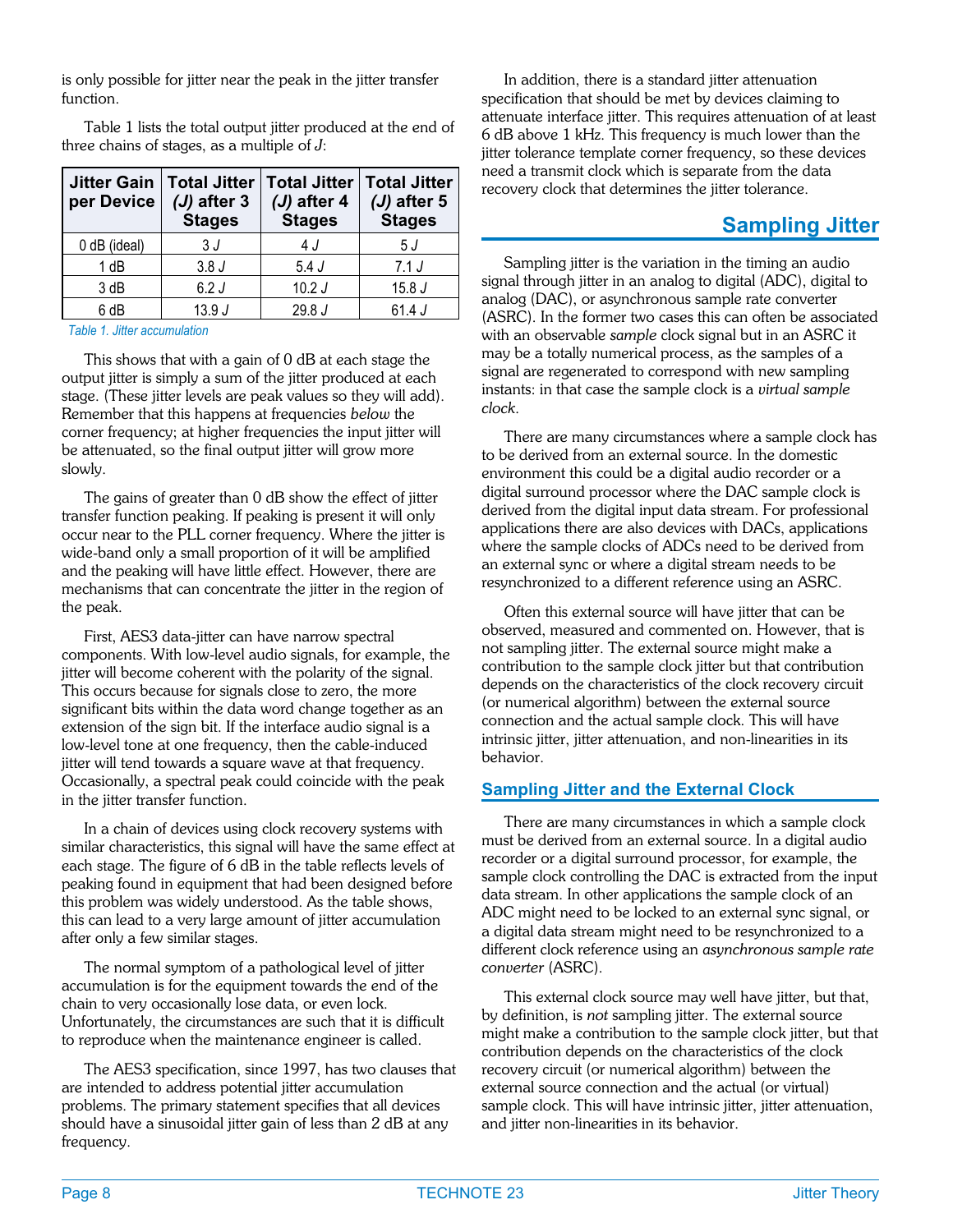is only possible for jitter near the peak in the jitter transfer function.

Table 1 lists the total output jitter produced at the end of three chains of stages, as a multiple of *J*:

| Jitter Gain per Device | Total Jitter *(J)* after 3 Stages | Total Jitter *(J)* after 4 Stages | Total Jitter *(J)* after 5 Stages |
|---|---|---|---|
| 0 dB (ideal) | 3 *J* | 4 *J* | 5 *J* |
| 1 dB | 3.8 *J* | 5.4 *J* | 7.1 *J* |
| 3 dB | 6.2 *J* | 10.2 *J* | 15.8 *J* |
| 6 dB | 13.9 *J* | 29.8 *J* | 61.4 *J* |

*Table 1. Jitter accumulation*

This shows that with a gain of 0 dB at each stage the output jitter is simply a sum of the jitter produced at each stage. (These jitter levels are peak values so they will add). Remember that this happens at frequencies *below* the corner frequency; at higher frequencies the input jitter will be attenuated, so the final output jitter will grow more slowly.

The gains of greater than 0 dB show the effect of jitter transfer function peaking. If peaking is present it will only occur near to the PLL corner frequency. Where the jitter is wide-band only a small proportion of it will be amplified and the peaking will have little effect. However, there are mechanisms that can concentrate the jitter in the region of the peak.

First, AES3 data-jitter can have narrow spectral components. With low-level audio signals, for example, the jitter will become coherent with the polarity of the signal. This occurs because for signals close to zero, the more significant bits within the data word change together as an extension of the sign bit. If the interface audio signal is a low-level tone at one frequency, then the cable-induced jitter will tend towards a square wave at that frequency. Occasionally, a spectral peak could coincide with the peak in the jitter transfer function.

In a chain of devices using clock recovery systems with similar characteristics, this signal will have the same effect at each stage. The figure of 6 dB in the table reflects levels of peaking found in equipment that had been designed before this problem was widely understood. As the table shows, this can lead to a very large amount of jitter accumulation after only a few similar stages.

The normal symptom of a pathological level of jitter accumulation is for the equipment towards the end of the chain to very occasionally lose data, or even lock. Unfortunately, the circumstances are such that it is difficult to reproduce when the maintenance engineer is called.

The AES3 specification, since 1997, has two clauses that are intended to address potential jitter accumulation problems. The primary statement specifies that all devices should have a sinusoidal jitter gain of less than 2 dB at any frequency.

In addition, there is a standard jitter attenuation specification that should be met by devices claiming to attenuate interface jitter. This requires attenuation of at least 6 dB above 1 kHz. This frequency is much lower than the jitter tolerance template corner frequency, so these devices need a transmit clock which is separate from the data recovery clock that determines the jitter tolerance.

## Sampling Jitter

Sampling jitter is the variation in the timing an audio signal through jitter in an analog to digital (ADC), digital to analog (DAC), or asynchronous sample rate converter (ASRC). In the former two cases this can often be associated with an observable *sample* clock signal but in an ASRC it may be a totally numerical process, as the samples of a signal are regenerated to correspond with new sampling instants: in that case the sample clock is a *virtual sample clock*.

There are many circumstances where a sample clock has to be derived from an external source. In the domestic environment this could be a digital audio recorder or a digital surround processor where the DAC sample clock is derived from the digital input data stream. For professional applications there are also devices with DACs, applications where the sample clocks of ADCs need to be derived from an external sync or where a digital stream needs to be resynchronized to a different reference using an ASRC.

Often this external source will have jitter that can be observed, measured and commented on. However, that is not sampling jitter. The external source might make a contribution to the sample clock jitter but that contribution depends on the characteristics of the clock recovery circuit (or numerical algorithm) between the external source connection and the actual sample clock. This will have intrinsic jitter, jitter attenuation, and non-linearities in its behavior.

### Sampling Jitter and the External Clock

There are many circumstances in which a sample clock must be derived from an external source. In a digital audio recorder or a digital surround processor, for example, the sample clock controlling the DAC is extracted from the input data stream. In other applications the sample clock of an ADC might need to be locked to an external sync signal, or a digital data stream might need to be resynchronized to a different clock reference using an *asynchronous sample rate converter* (ASRC).

This external clock source may well have jitter, but that, by definition, is *not* sampling jitter. The external source might make a contribution to the sample clock jitter, but that contribution depends on the characteristics of the clock recovery circuit (or numerical algorithm) between the external source connection and the actual (or virtual) sample clock. This will have intrinsic jitter, jitter attenuation, and jitter non-linearities in its behavior.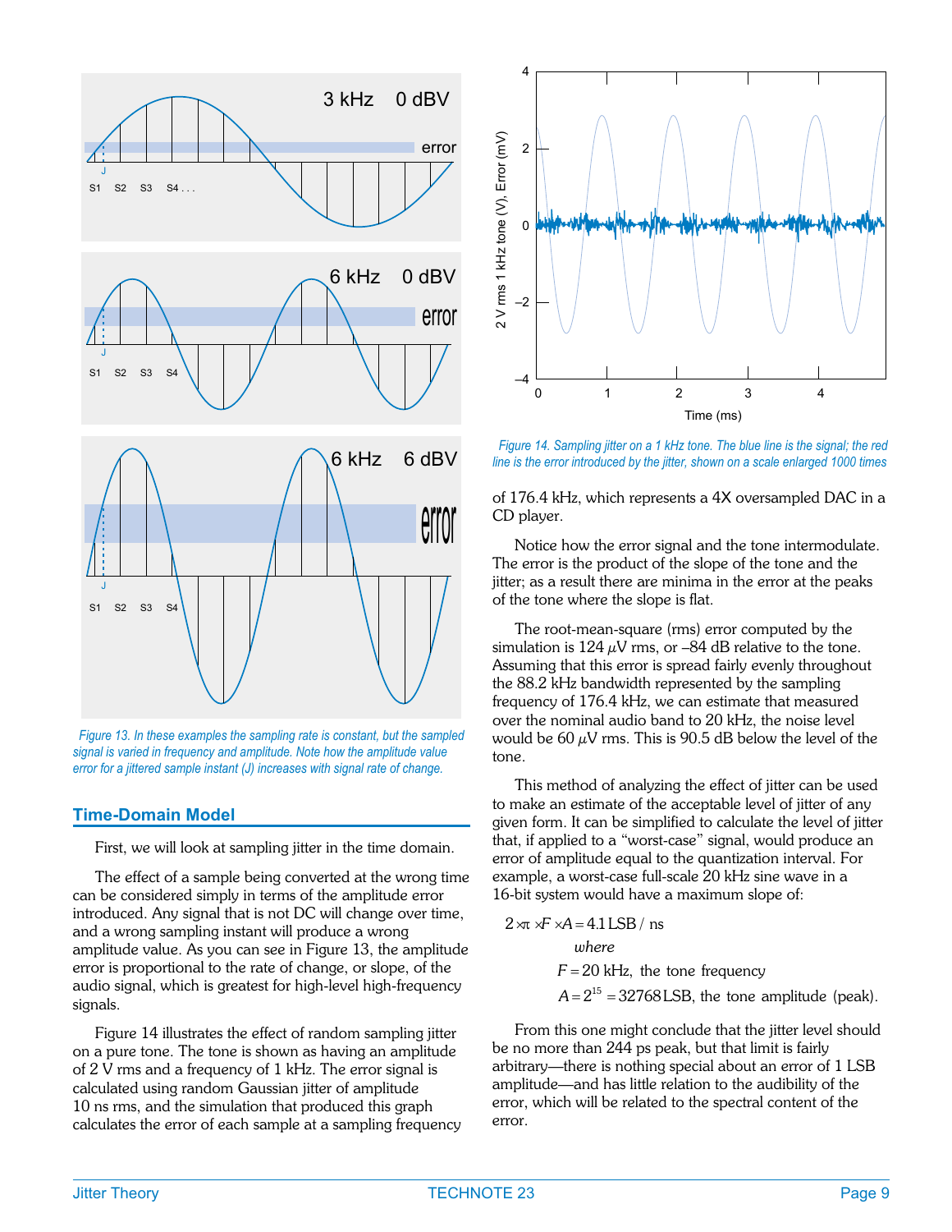Figure 13. In these examples the sampling rate is constant, but the sampled signal is varied in frequency and amplitude. Note how the amplitude value error for a jittered sample instant (J) increases with signal rate of change.

## Time-Domain Model

First, we will look at sampling jitter in the time domain.

The effect of a sample being converted at the wrong time can be considered simply in terms of the amplitude error introduced. Any signal that is not DC will change over time, and a wrong sampling instant will produce a wrong amplitude value. As you can see in Figure 13, the amplitude error is proportional to the rate of change, or slope, of the audio signal, which is greatest for high-level high-frequency signals.

Figure 14 illustrates the effect of random sampling jitter on a pure tone. The tone is shown as having an amplitude of 2 V rms and a frequency of 1 kHz. The error signal is calculated using random Gaussian jitter of amplitude 10 ns rms, and the simulation that produced this graph calculates the error of each sample at a sampling frequency of 176.4 kHz, which represents a 4X oversampled DAC in a CD player.

Figure 14. Sampling jitter on a 1 kHz tone. The blue line is the signal; the red line is the error introduced by the jitter, shown on a scale enlarged 1000 times

Notice how the error signal and the tone intermodulate. The error is the product of the slope of the tone and the jitter; as a result there are minima in the error at the peaks of the tone where the slope is flat.

The root-mean-square (rms) error computed by the simulation is 124 $\mu$V rms, or –84 dB relative to the tone. Assuming that this error is spread fairly evenly throughout the 88.2 kHz bandwidth represented by the sampling frequency of 176.4 kHz, we can estimate that measured over the nominal audio band to 20 kHz, the noise level would be 60 $\mu$V rms. This is 90.5 dB below the level of the tone.

This method of analyzing the effect of jitter can be used to make an estimate of the acceptable level of jitter of any given form. It can be simplified to calculate the level of jitter that, if applied to a "worst-case" signal, would produce an error of amplitude equal to the quantization interval. For example, a worst-case full-scale 20 kHz sine wave in a 16-bit system would have a maximum slope of:

$$2 \times \pi \times F \times A = 4.1\,\text{LSB / ns}$$

*where*

$F = 20$ kHz, the tone frequency

$A = 2^{15} = 32768\,\text{LSB}$, the tone amplitude (peak).

From this one might conclude that the jitter level should be no more than 244 ps peak, but that limit is fairly arbitrary—there is nothing special about an error of 1 LSB amplitude—and has little relation to the audibility of the error, which will be related to the spectral content of the error.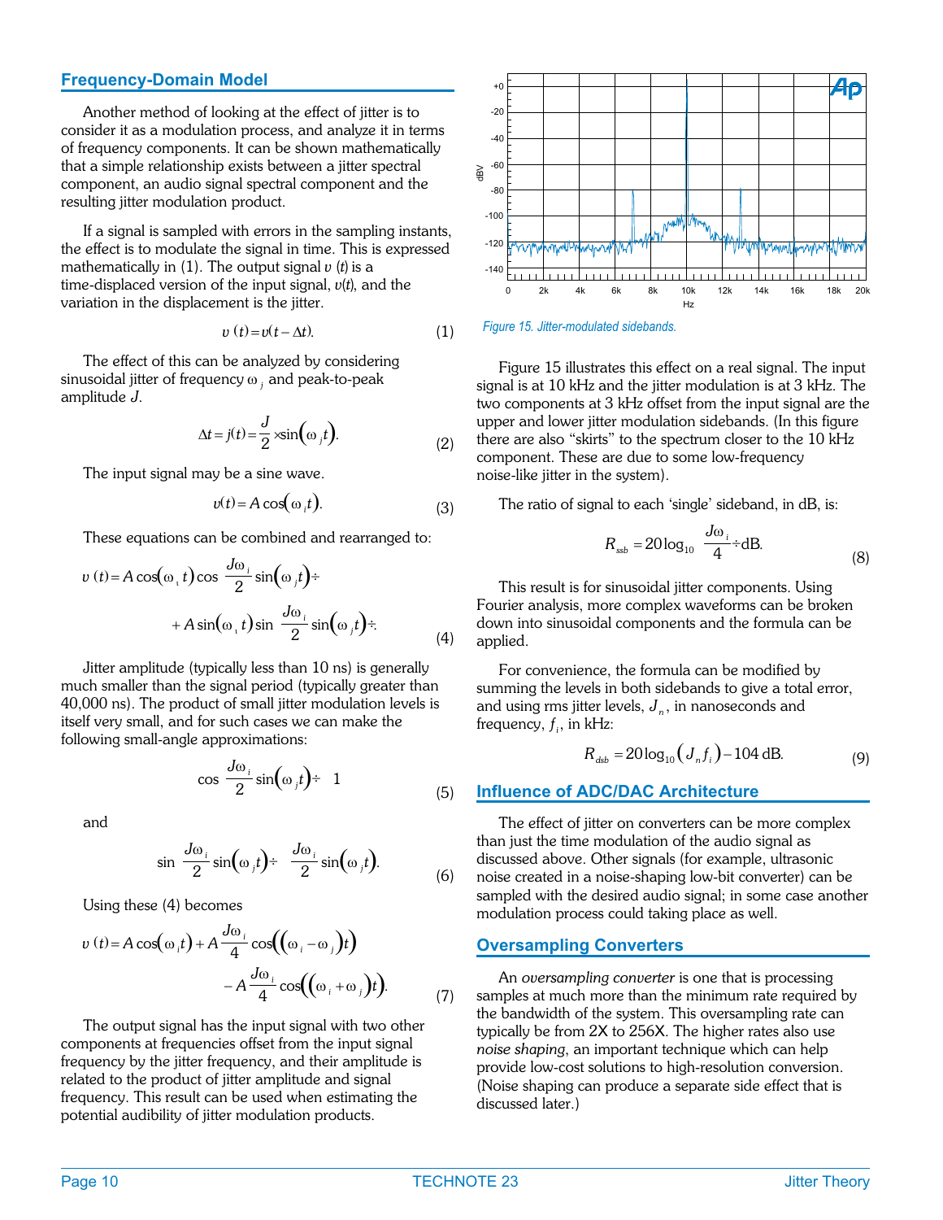## Frequency-Domain Model

Another method of looking at the effect of jitter is to consider it as a modulation process, and analyze it in terms of frequency components. It can be shown mathematically that a simple relationship exists between a jitter spectral component, an audio signal spectral component and the resulting jitter modulation product.

If a signal is sampled with errors in the sampling instants, the effect is to modulate the signal in time. This is expressed mathematically in (1). The output signal $v'(t)$ is a time-displaced version of the input signal, $v(t)$, and the variation in the displacement is the jitter.

$$v'(t) = v(t - \Delta t). \tag{1}$$

The effect of this can be analyzed by considering sinusoidal jitter of frequency $\omega_j$ and peak-to-peak amplitude $J$.

$$\Delta t = j(t) = \frac{J}{2} \times \sin(\omega_j t). \tag{2}$$

The input signal may be a sine wave.

$$v(t) = A\cos(\omega_i t). \tag{3}$$

These equations can be combined and rearranged to:

$$v'(t) = A\cos(\omega_i t)\cos\left(\frac{J\omega_i}{2}\sin(\omega_j t)\right) + A\sin(\omega_i t)\sin\left(\frac{J\omega_i}{2}\sin(\omega_j t)\right). \tag{4}$$

Jitter amplitude (typically less than 10 ns) is generally much smaller than the signal period (typically greater than 40,000 ns). The product of small jitter modulation levels is itself very small, and for such cases we can make the following small-angle approximations:

$$\cos\left(\frac{J\omega_i}{2}\sin(\omega_j t)\right) \approx 1 \tag{5}$$

and

$$\sin\left(\frac{J\omega_i}{2}\sin(\omega_j t)\right) \approx \frac{J\omega_i}{2}\sin(\omega_j t). \tag{6}$$

Using these (4) becomes

$$v'(t) = A\cos(\omega_i t) + A\frac{J\omega_i}{4}\cos((\omega_i - \omega_j)t) - A\frac{J\omega_i}{4}\cos((\omega_i + \omega_j)t). \tag{7}$$

The output signal has the input signal with two other components at frequencies offset from the input signal frequency by the jitter frequency, and their amplitude is related to the product of jitter amplitude and signal frequency. This result can be used when estimating the potential audibility of jitter modulation products.

*Figure 15. Jitter-modulated sidebands.*

Figure 15 illustrates this effect on a real signal. The input signal is at 10 kHz and the jitter modulation is at 3 kHz. The two components at 3 kHz offset from the input signal are the upper and lower jitter modulation sidebands. (In this figure there are also "skirts" to the spectrum closer to the 10 kHz component. These are due to some low-frequency noise-like jitter in the system).

The ratio of signal to each 'single' sideband, in dB, is:

$$R_{ssb} = 20\log_{10}\left(\frac{J\omega_i}{4}\right) \text{dB}. \tag{8}$$

This result is for sinusoidal jitter components. Using Fourier analysis, more complex waveforms can be broken down into sinusoidal components and the formula can be applied.

For convenience, the formula can be modified by summing the levels in both sidebands to give a total error, and using rms jitter levels, $J_n$, in nanoseconds and frequency, $f_i$, in kHz:

$$R_{dsb} = 20\log_{10}(J_n f_i) - 104 \text{ dB}. \tag{9}$$

## Influence of ADC/DAC Architecture

The effect of jitter on converters can be more complex than just the time modulation of the audio signal as discussed above. Other signals (for example, ultrasonic noise created in a noise-shaping low-bit converter) can be sampled with the desired audio signal; in some case another modulation process could taking place as well.

### Oversampling Converters

An *oversampling converter* is one that is processing samples at much more than the minimum rate required by the bandwidth of the system. This oversampling rate can typically be from 2X to 256X. The higher rates also use *noise shaping*, an important technique which can help provide low-cost solutions to high-resolution conversion. (Noise shaping can produce a separate side effect that is discussed later.)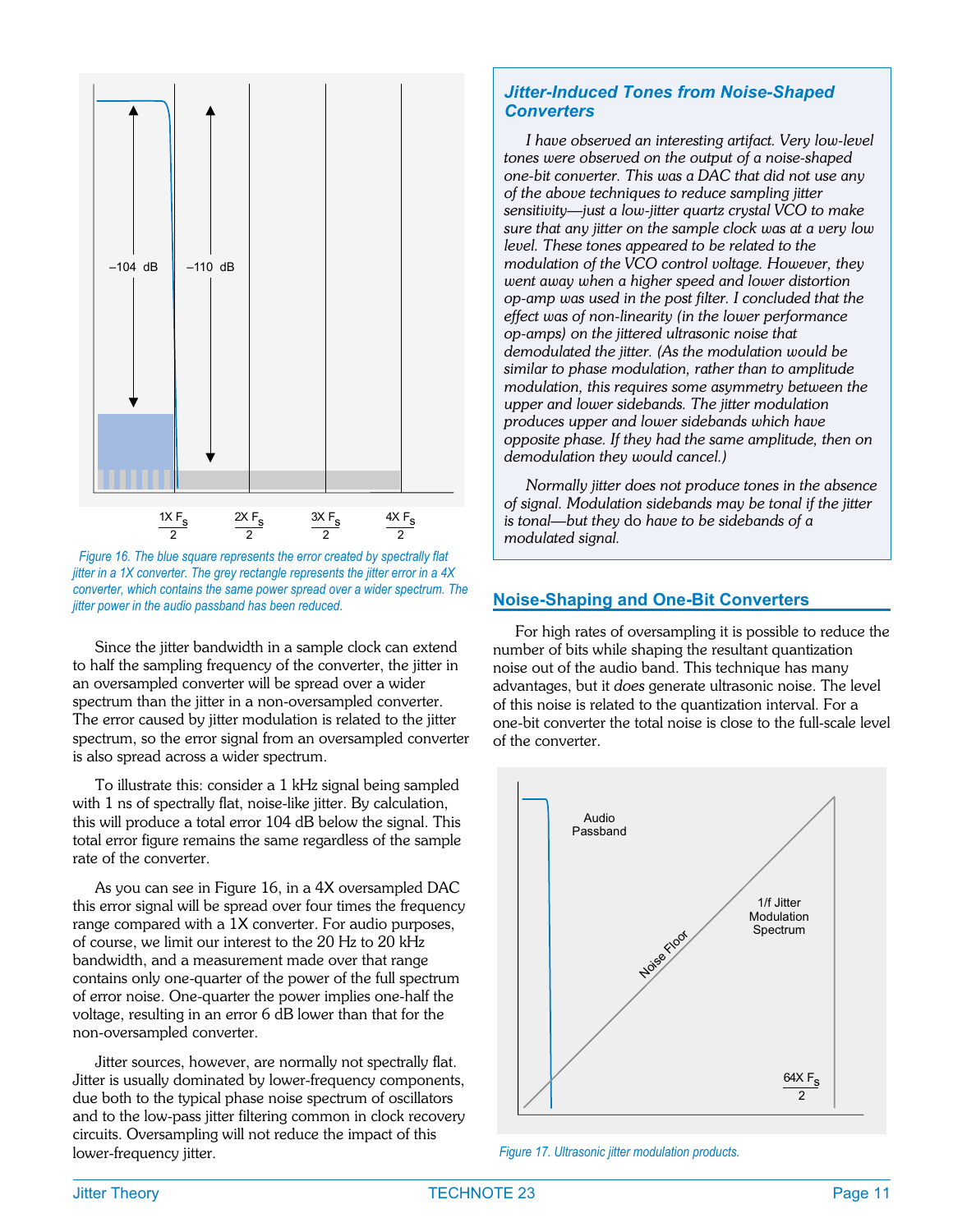Figure 16. The blue square represents the error created by spectrally flat jitter in a 1X converter. The grey rectangle represents the jitter error in a 4X converter, which contains the same power spread over a wider spectrum. The jitter power in the audio passband has been reduced.

Since the jitter bandwidth in a sample clock can extend to half the sampling frequency of the converter, the jitter in an oversampled converter will be spread over a wider spectrum than the jitter in a non-oversampled converter. The error caused by jitter modulation is related to the jitter spectrum, so the error signal from an oversampled converter is also spread across a wider spectrum.

To illustrate this: consider a 1 kHz signal being sampled with 1 ns of spectrally flat, noise-like jitter. By calculation, this will produce a total error 104 dB below the signal. This total error figure remains the same regardless of the sample rate of the converter.

As you can see in Figure 16, in a 4X oversampled DAC this error signal will be spread over four times the frequency range compared with a 1X converter. For audio purposes, of course, we limit our interest to the 20 Hz to 20 kHz bandwidth, and a measurement made over that range contains only one-quarter of the power of the full spectrum of error noise. One-quarter the power implies one-half the voltage, resulting in an error 6 dB lower than that for the non-oversampled converter.

Jitter sources, however, are normally not spectrally flat. Jitter is usually dominated by lower-frequency components, due both to the typical phase noise spectrum of oscillators and to the low-pass jitter filtering common in clock recovery circuits. Oversampling will not reduce the impact of this lower-frequency jitter.

### Jitter-Induced Tones from Noise-Shaped Converters

*I have observed an interesting artifact. Very low-level tones were observed on the output of a noise-shaped one-bit converter. This was a DAC that did not use any of the above techniques to reduce sampling jitter sensitivity—just a low-jitter quartz crystal VCO to make sure that any jitter on the sample clock was at a very low level. These tones appeared to be related to the modulation of the VCO control voltage. However, they went away when a higher speed and lower distortion op-amp was used in the post filter. I concluded that the effect was of non-linearity (in the lower performance op-amps) on the jittered ultrasonic noise that demodulated the jitter. (As the modulation would be similar to phase modulation, rather than to amplitude modulation, this requires some asymmetry between the upper and lower sidebands. The jitter modulation produces upper and lower sidebands which have opposite phase. If they had the same amplitude, then on demodulation they would cancel.)*

*Normally jitter does not produce tones in the absence of signal. Modulation sidebands may be tonal if the jitter is tonal—but they do have to be sidebands of a modulated signal.*

## Noise-Shaping and One-Bit Converters

For high rates of oversampling it is possible to reduce the number of bits while shaping the resultant quantization noise out of the audio band. This technique has many advantages, but it *does* generate ultrasonic noise. The level of this noise is related to the quantization interval. For a one-bit converter the total noise is close to the full-scale level of the converter.

Figure 17. Ultrasonic jitter modulation products.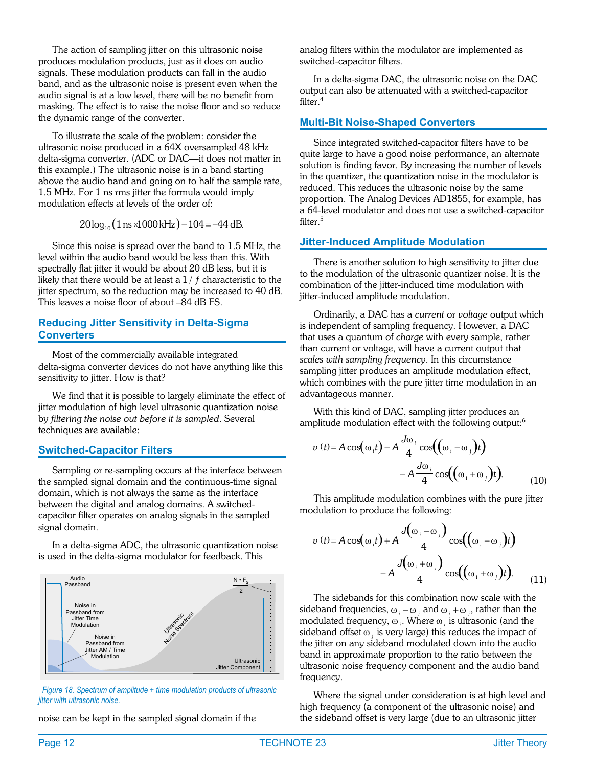The action of sampling jitter on this ultrasonic noise produces modulation products, just as it does on audio signals. These modulation products can fall in the audio band, and as the ultrasonic noise is present even when the audio signal is at a low level, there will be no benefit from masking. The effect is to raise the noise floor and so reduce the dynamic range of the converter.

To illustrate the scale of the problem: consider the ultrasonic noise produced in a 64X oversampled 48 kHz delta-sigma converter. (ADC or DAC—it does not matter in this example.) The ultrasonic noise is in a band starting above the audio band and going on to half the sample rate, 1.5 MHz. For 1 ns rms jitter the formula would imply modulation effects at levels of the order of:

$$20\log_{10}(1\,\text{ns} \times 1000\,\text{kHz}) - 104 = -44\,\text{dB}.$$

Since this noise is spread over the band to 1.5 MHz, the level within the audio band would be less than this. With spectrally flat jitter it would be about 20 dB less, but it is likely that there would be at least a $1/f$ characteristic to the jitter spectrum, so the reduction may be increased to 40 dB. This leaves a noise floor of about –84 dB FS.

## Reducing Jitter Sensitivity in Delta-Sigma Converters

Most of the commercially available integrated delta-sigma converter devices do not have anything like this sensitivity to jitter. How is that?

We find that it is possible to largely eliminate the effect of jitter modulation of high level ultrasonic quantization noise by *filtering the noise out before it is sampled*. Several techniques are available:

## Switched-Capacitor Filters

Sampling or re-sampling occurs at the interface between the sampled signal domain and the continuous-time signal domain, which is not always the same as the interface between the digital and analog domains. A switched-capacitor filter operates on analog signals in the sampled signal domain.

In a delta-sigma ADC, the ultrasonic quantization noise is used in the delta-sigma modulator for feedback. This noise can be kept in the sampled signal domain if the analog filters within the modulator are implemented as switched-capacitor filters.

*Figure 18. Spectrum of amplitude + time modulation products of ultrasonic jitter with ultrasonic noise.*

In a delta-sigma DAC, the ultrasonic noise on the DAC output can also be attenuated with a switched-capacitor filter.[4]

## Multi-Bit Noise-Shaped Converters

Since integrated switched-capacitor filters have to be quite large to have a good noise performance, an alternate solution is finding favor. By increasing the number of levels in the quantizer, the quantization noise in the modulator is reduced. This reduces the ultrasonic noise by the same proportion. The Analog Devices AD1855, for example, has a 64-level modulator and does not use a switched-capacitor filter.[5]

## Jitter-Induced Amplitude Modulation

There is another solution to high sensitivity to jitter due to the modulation of the ultrasonic quantizer noise. It is the combination of the jitter-induced time modulation with jitter-induced amplitude modulation.

Ordinarily, a DAC has a *current* or *voltage* output which is independent of sampling frequency. However, a DAC that uses a quantum of *charge* with every sample, rather than current or voltage, will have a current output that *scales with sampling frequency*. In this circumstance sampling jitter produces an amplitude modulation effect, which combines with the pure jitter time modulation in an advantageous manner.

With this kind of DAC, sampling jitter produces an amplitude modulation effect with the following output:[6]

$$v(t) = A\cos(\omega_i t) - A\frac{J\omega_i}{4}\cos((\omega_i - \omega_j)t) - A\frac{J\omega_i}{4}\cos((\omega_i + \omega_j)t). \quad (10)$$

This amplitude modulation combines with the pure jitter modulation to produce the following:

$$v(t) = A\cos(\omega_i t) + A\frac{J(\omega_i - \omega_j)}{4}\cos((\omega_i - \omega_j)t) - A\frac{J(\omega_i + \omega_j)}{4}\cos((\omega_i + \omega_j)t). \quad (11)$$

The sidebands for this combination now scale with the sideband frequencies, $\omega_i - \omega_j$ and $\omega_i + \omega_j$, rather than the modulated frequency, $\omega_i$. Where $\omega_i$ is ultrasonic (and the sideband offset $\omega_j$ is very large) this reduces the impact of the jitter on any sideband modulated down into the audio band in approximate proportion to the ratio between the ultrasonic noise frequency component and the audio band frequency.

Where the signal under consideration is at high level and high frequency (a component of the ultrasonic noise) and the sideband offset is very large (due to an ultrasonic jitter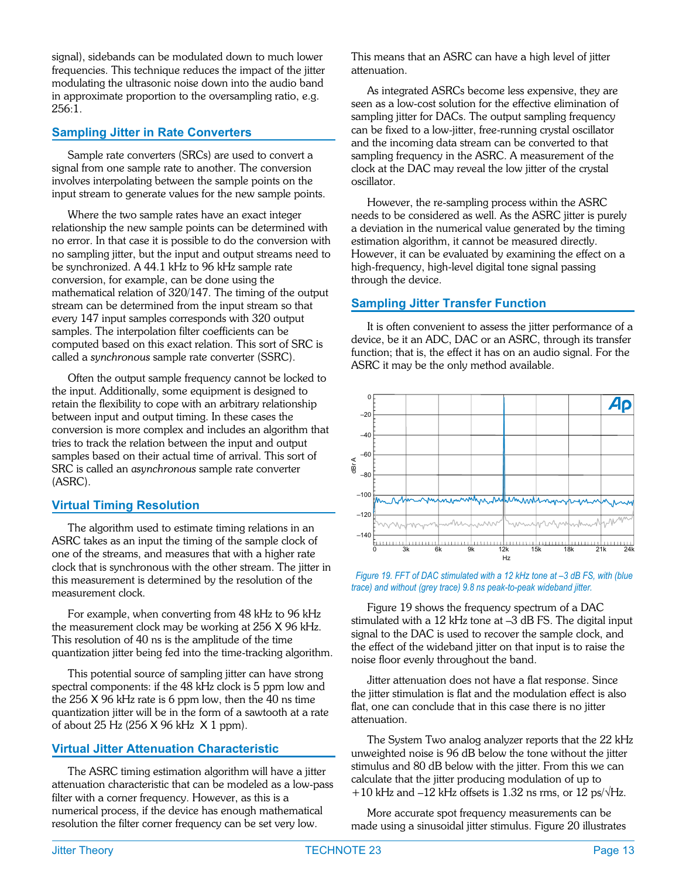signal), sidebands can be modulated down to much lower frequencies. This technique reduces the impact of the jitter modulating the ultrasonic noise down into the audio band in approximate proportion to the oversampling ratio, e.g. 256:1.

## Sampling Jitter in Rate Converters

Sample rate converters (SRCs) are used to convert a signal from one sample rate to another. The conversion involves interpolating between the sample points on the input stream to generate values for the new sample points.

Where the two sample rates have an exact integer relationship the new sample points can be determined with no error. In that case it is possible to do the conversion with no sampling jitter, but the input and output streams need to be synchronized. A 44.1 kHz to 96 kHz sample rate conversion, for example, can be done using the mathematical relation of 320/147. The timing of the output stream can be determined from the input stream so that every 147 input samples corresponds with 320 output samples. The interpolation filter coefficients can be computed based on this exact relation. This sort of SRC is called a *synchronous* sample rate converter (SSRC).

Often the output sample frequency cannot be locked to the input. Additionally, some equipment is designed to retain the flexibility to cope with an arbitrary relationship between input and output timing. In these cases the conversion is more complex and includes an algorithm that tries to track the relation between the input and output samples based on their actual time of arrival. This sort of SRC is called an *asynchronous* sample rate converter (ASRC).

## Virtual Timing Resolution

The algorithm used to estimate timing relations in an ASRC takes as an input the timing of the sample clock of one of the streams, and measures that with a higher rate clock that is synchronous with the other stream. The jitter in this measurement is determined by the resolution of the measurement clock.

For example, when converting from 48 kHz to 96 kHz the measurement clock may be working at 256 X 96 kHz. This resolution of 40 ns is the amplitude of the time quantization jitter being fed into the time-tracking algorithm.

This potential source of sampling jitter can have strong spectral components: if the 48 kHz clock is 5 ppm low and the 256 X 96 kHz rate is 6 ppm low, then the 40 ns time quantization jitter will be in the form of a sawtooth at a rate of about 25 Hz (256 X 96 kHz X 1 ppm).

## Virtual Jitter Attenuation Characteristic

The ASRC timing estimation algorithm will have a jitter attenuation characteristic that can be modeled as a low-pass filter with a corner frequency. However, as this is a numerical process, if the device has enough mathematical resolution the filter corner frequency can be set very low. This means that an ASRC can have a high level of jitter attenuation.

As integrated ASRCs become less expensive, they are seen as a low-cost solution for the effective elimination of sampling jitter for DACs. The output sampling frequency can be fixed to a low-jitter, free-running crystal oscillator and the incoming data stream can be converted to that sampling frequency in the ASRC. A measurement of the clock at the DAC may reveal the low jitter of the crystal oscillator.

However, the re-sampling process within the ASRC needs to be considered as well. As the ASRC jitter is purely a deviation in the numerical value generated by the timing estimation algorithm, it cannot be measured directly. However, it can be evaluated by examining the effect on a high-frequency, high-level digital tone signal passing through the device.

## Sampling Jitter Transfer Function

It is often convenient to assess the jitter performance of a device, be it an ADC, DAC or an ASRC, through its transfer function; that is, the effect it has on an audio signal. For the ASRC it may be the only method available.

*Figure 19. FFT of DAC stimulated with a 12 kHz tone at –3 dB FS, with (blue trace) and without (grey trace) 9.8 ns peak-to-peak wideband jitter.*

Figure 19 shows the frequency spectrum of a DAC stimulated with a 12 kHz tone at –3 dB FS. The digital input signal to the DAC is used to recover the sample clock, and the effect of the wideband jitter on that input is to raise the noise floor evenly throughout the band.

Jitter attenuation does not have a flat response. Since the jitter stimulation is flat and the modulation effect is also flat, one can conclude that in this case there is no jitter attenuation.

The System Two analog analyzer reports that the 22 kHz unweighted noise is 96 dB below the tone without the jitter stimulus and 80 dB below with the jitter. From this we can calculate that the jitter producing modulation of up to +10 kHz and –12 kHz offsets is 1.32 ns rms, or 12 ps/$\sqrt{\text{Hz}}$.

More accurate spot frequency measurements can be made using a sinusoidal jitter stimulus. Figure 20 illustrates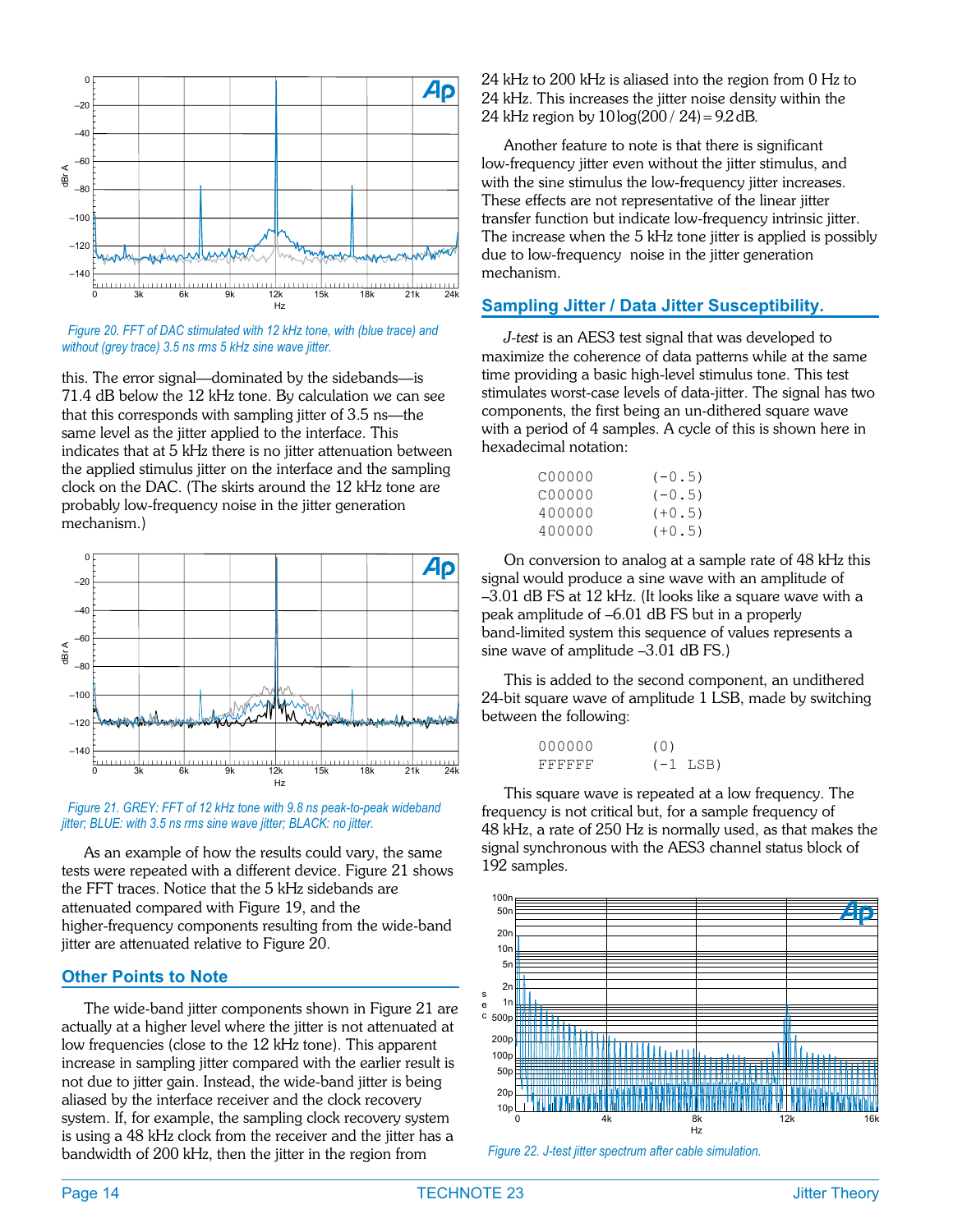Figure 20. FFT of DAC stimulated with 12 kHz tone, with (blue trace) and without (grey trace) 3.5 ns rms 5 kHz sine wave jitter.

this. The error signal—dominated by the sidebands—is 71.4 dB below the 12 kHz tone. By calculation we can see that this corresponds with sampling jitter of 3.5 ns—the same level as the jitter applied to the interface. This indicates that at 5 kHz there is no jitter attenuation between the applied stimulus jitter on the interface and the sampling clock on the DAC. (The skirts around the 12 kHz tone are probably low-frequency noise in the jitter generation mechanism.)

Figure 21. GREY: FFT of 12 kHz tone with 9.8 ns peak-to-peak wideband jitter; BLUE: with 3.5 ns rms sine wave jitter; BLACK: no jitter.

As an example of how the results could vary, the same tests were repeated with a different device. Figure 21 shows the FFT traces. Notice that the 5 kHz sidebands are attenuated compared with Figure 19, and the higher-frequency components resulting from the wide-band jitter are attenuated relative to Figure 20.

## Other Points to Note

The wide-band jitter components shown in Figure 21 are actually at a higher level where the jitter is not attenuated at low frequencies (close to the 12 kHz tone). This apparent increase in sampling jitter compared with the earlier result is not due to jitter gain. Instead, the wide-band jitter is being aliased by the interface receiver and the clock recovery system. If, for example, the sampling clock recovery system is using a 48 kHz clock from the receiver and the jitter has a bandwidth of 200 kHz, then the jitter in the region from 24 kHz to 200 kHz is aliased into the region from 0 Hz to 24 kHz. This increases the jitter noise density within the 24 kHz region by $10\log(200/24) = 9.2\,\text{dB}$.

Another feature to note is that there is significant low-frequency jitter even without the jitter stimulus, and with the sine stimulus the low-frequency jitter increases. These effects are not representative of the linear jitter transfer function but indicate low-frequency intrinsic jitter. The increase when the 5 kHz tone jitter is applied is possibly due to low-frequency noise in the jitter generation mechanism.

## Sampling Jitter / Data Jitter Susceptibility.

*J-test* is an AES3 test signal that was developed to maximize the coherence of data patterns while at the same time providing a basic high-level stimulus tone. This test stimulates worst-case levels of data-jitter. The signal has two components, the first being an un-dithered square wave with a period of 4 samples. A cycle of this is shown here in hexadecimal notation:

```
C00000      (-0.5)
C00000      (-0.5)
400000      (+0.5)
400000      (+0.5)
```

On conversion to analog at a sample rate of 48 kHz this signal would produce a sine wave with an amplitude of –3.01 dB FS at 12 kHz. (It looks like a square wave with a peak amplitude of –6.01 dB FS but in a properly band-limited system this sequence of values represents a sine wave of amplitude –3.01 dB FS.)

This is added to the second component, an undithered 24-bit square wave of amplitude 1 LSB, made by switching between the following:

```
000000      (0)
FFFFFF      (-1 LSB)
```

This square wave is repeated at a low frequency. The frequency is not critical but, for a sample frequency of 48 kHz, a rate of 250 Hz is normally used, as that makes the signal synchronous with the AES3 channel status block of 192 samples.

Figure 22. J-test jitter spectrum after cable simulation.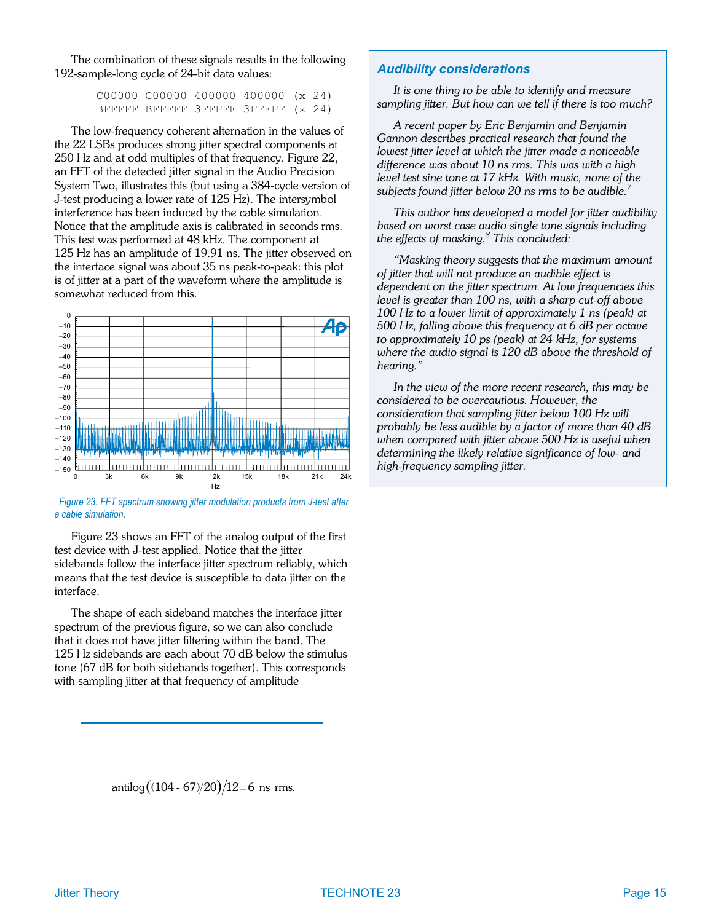The combination of these signals results in the following 192-sample-long cycle of 24-bit data values:

```
C00000 C00000 400000 400000 (x 24)
BFFFFF BFFFFF 3FFFFF 3FFFFF (x 24)
```

The low-frequency coherent alternation in the values of the 22 LSBs produces strong jitter spectral components at 250 Hz and at odd multiples of that frequency. Figure 22, an FFT of the detected jitter signal in the Audio Precision System Two, illustrates this (but using a 384-cycle version of J-test producing a lower rate of 125 Hz). The intersymbol interference has been induced by the cable simulation. Notice that the amplitude axis is calibrated in seconds rms. This test was performed at 48 kHz. The component at 125 Hz has an amplitude of 19.91 ns. The jitter observed on the interface signal was about 35 ns peak-to-peak: this plot is of jitter at a part of the waveform where the amplitude is somewhat reduced from this.

*Figure 23. FFT spectrum showing jitter modulation products from J-test after a cable simulation.*

Figure 23 shows an FFT of the analog output of the first test device with J-test applied. Notice that the jitter sidebands follow the interface jitter spectrum reliably, which means that the test device is susceptible to data jitter on the interface.

The shape of each sideband matches the interface jitter spectrum of the previous figure, so we can also conclude that it does not have jitter filtering within the band. The 125 Hz sidebands are each about 70 dB below the stimulus tone (67 dB for both sidebands together). This corresponds with sampling jitter at that frequency of amplitude

$$\text{antilog}\big((104 - 67)/20\big)/12 = 6 \text{ ns rms.}$$

### Audibility considerations

*It is one thing to be able to identify and measure sampling jitter. But how can we tell if there is too much?*

*A recent paper by Eric Benjamin and Benjamin Gannon describes practical research that found the lowest jitter level at which the jitter made a noticeable difference was about 10 ns rms. This was with a high level test sine tone at 17 kHz. With music, none of the subjects found jitter below 20 ns rms to be audible.*[7]

*This author has developed a model for jitter audibility based on worst case audio single tone signals including the effects of masking.*[8] *This concluded:*

*"Masking theory suggests that the maximum amount of jitter that will not produce an audible effect is dependent on the jitter spectrum. At low frequencies this level is greater than 100 ns, with a sharp cut-off above 100 Hz to a lower limit of approximately 1 ns (peak) at 500 Hz, falling above this frequency at 6 dB per octave to approximately 10 ps (peak) at 24 kHz, for systems where the audio signal is 120 dB above the threshold of hearing."*

*In the view of the more recent research, this may be considered to be overcautious. However, the consideration that sampling jitter below 100 Hz will probably be less audible by a factor of more than 40 dB when compared with jitter above 500 Hz is useful when determining the likely relative significance of low- and high-frequency sampling jitter.*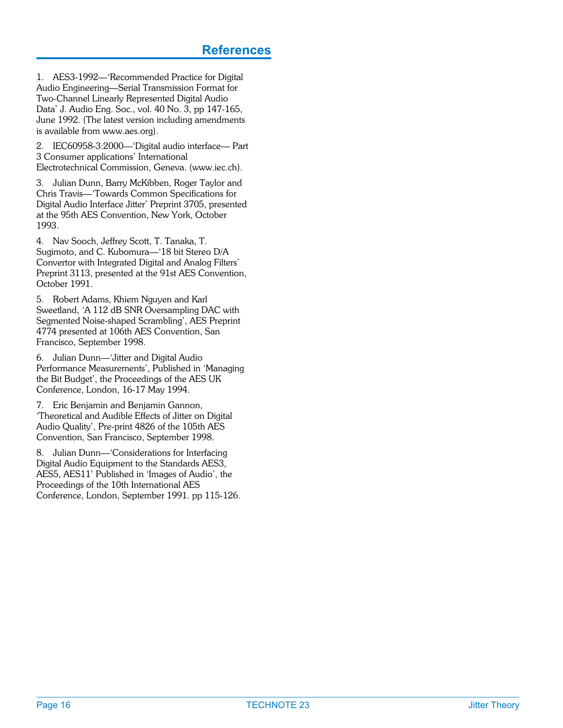## References

1. AES3-1992—'Recommended Practice for Digital Audio Engineering—Serial Transmission Format for Two-Channel Linearly Represented Digital Audio Data' J. Audio Eng. Soc., vol. 40 No. 3, pp 147-165, June 1992. (The latest version including amendments is available from www.aes.org).

2. IEC60958-3:2000—'Digital audio interface— Part 3 Consumer applications' International Electrotechnical Commission, Geneva. (www.iec.ch).

3. Julian Dunn, Barry McKibben, Roger Taylor and Chris Travis—'Towards Common Specifications for Digital Audio Interface Jitter' Preprint 3705, presented at the 95th AES Convention, New York, October 1993.

4. Nav Sooch, Jeffrey Scott, T. Tanaka, T. Sugimoto, and C. Kubomura—'18 bit Stereo D/A Convertor with Integrated Digital and Analog Filters' Preprint 3113, presented at the 91st AES Convention, October 1991.

5. Robert Adams, Khiem Nguyen and Karl Sweetland, 'A 112 dB SNR Oversampling DAC with Segmented Noise-shaped Scrambling', AES Preprint 4774 presented at 106th AES Convention, San Francisco, September 1998.

6. Julian Dunn—'Jitter and Digital Audio Performance Measurements', Published in 'Managing the Bit Budget', the Proceedings of the AES UK Conference, London, 16-17 May 1994.

7. Eric Benjamin and Benjamin Gannon, 'Theoretical and Audible Effects of Jitter on Digital Audio Quality', Pre-print 4826 of the 105th AES Convention, San Francisco, September 1998.

8. Julian Dunn—'Considerations for Interfacing Digital Audio Equipment to the Standards AES3, AES5, AES11' Published in 'Images of Audio', the Proceedings of the 10th International AES Conference, London, September 1991. pp 115-126.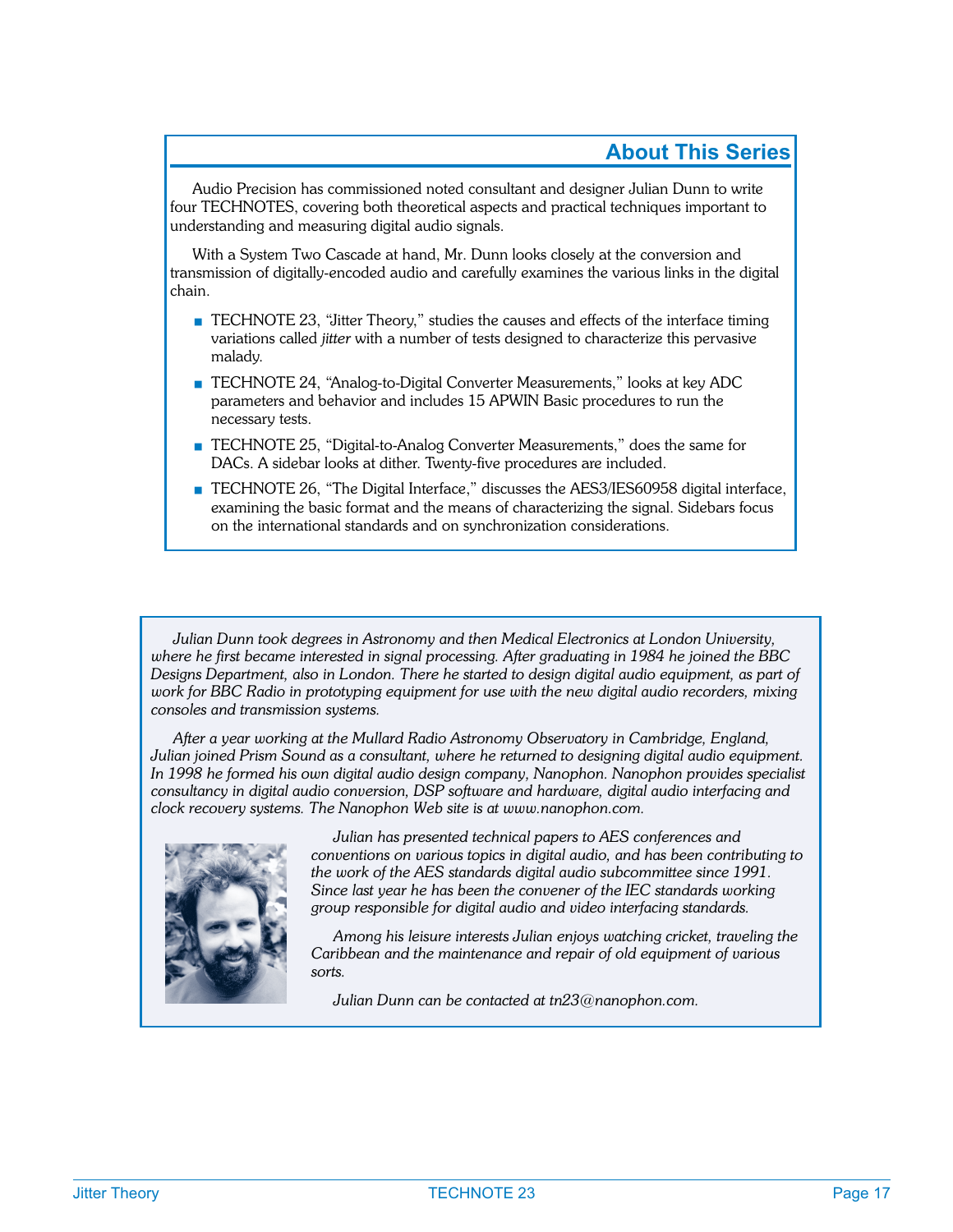## About This Series

Audio Precision has commissioned noted consultant and designer Julian Dunn to write four TECHNOTES, covering both theoretical aspects and practical techniques important to understanding and measuring digital audio signals.

With a System Two Cascade at hand, Mr. Dunn looks closely at the conversion and transmission of digitally-encoded audio and carefully examines the various links in the digital chain.

- TECHNOTE 23, "Jitter Theory," studies the causes and effects of the interface timing variations called *jitter* with a number of tests designed to characterize this pervasive malady.
- TECHNOTE 24, "Analog-to-Digital Converter Measurements," looks at key ADC parameters and behavior and includes 15 APWIN Basic procedures to run the necessary tests.
- TECHNOTE 25, "Digital-to-Analog Converter Measurements," does the same for DACs. A sidebar looks at dither. Twenty-five procedures are included.
- TECHNOTE 26, "The Digital Interface," discusses the AES3/IES60958 digital interface, examining the basic format and the means of characterizing the signal. Sidebars focus on the international standards and on synchronization considerations.

*Julian Dunn took degrees in Astronomy and then Medical Electronics at London University, where he first became interested in signal processing. After graduating in 1984 he joined the BBC Designs Department, also in London. There he started to design digital audio equipment, as part of work for BBC Radio in prototyping equipment for use with the new digital audio recorders, mixing consoles and transmission systems.*

*After a year working at the Mullard Radio Astronomy Observatory in Cambridge, England, Julian joined Prism Sound as a consultant, where he returned to designing digital audio equipment. In 1998 he formed his own digital audio design company, Nanophon. Nanophon provides specialist consultancy in digital audio conversion, DSP software and hardware, digital audio interfacing and clock recovery systems. The Nanophon Web site is at www.nanophon.com.*

*Julian has presented technical papers to AES conferences and conventions on various topics in digital audio, and has been contributing to the work of the AES standards digital audio subcommittee since 1991. Since last year he has been the convener of the IEC standards working group responsible for digital audio and video interfacing standards.*

*Among his leisure interests Julian enjoys watching cricket, traveling the Caribbean and the maintenance and repair of old equipment of various sorts.*

*Julian Dunn can be contacted at tn23@nanophon.com.*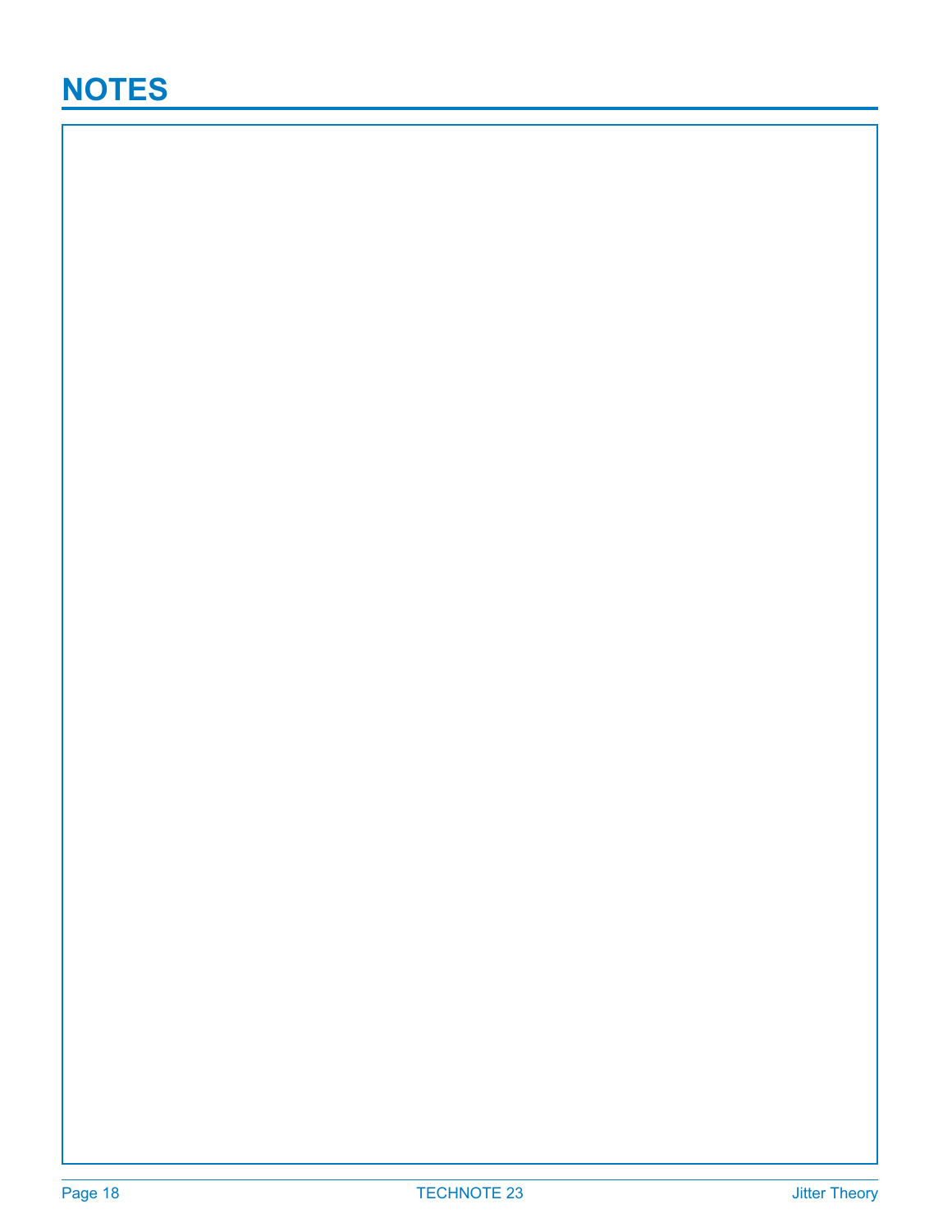# NOTES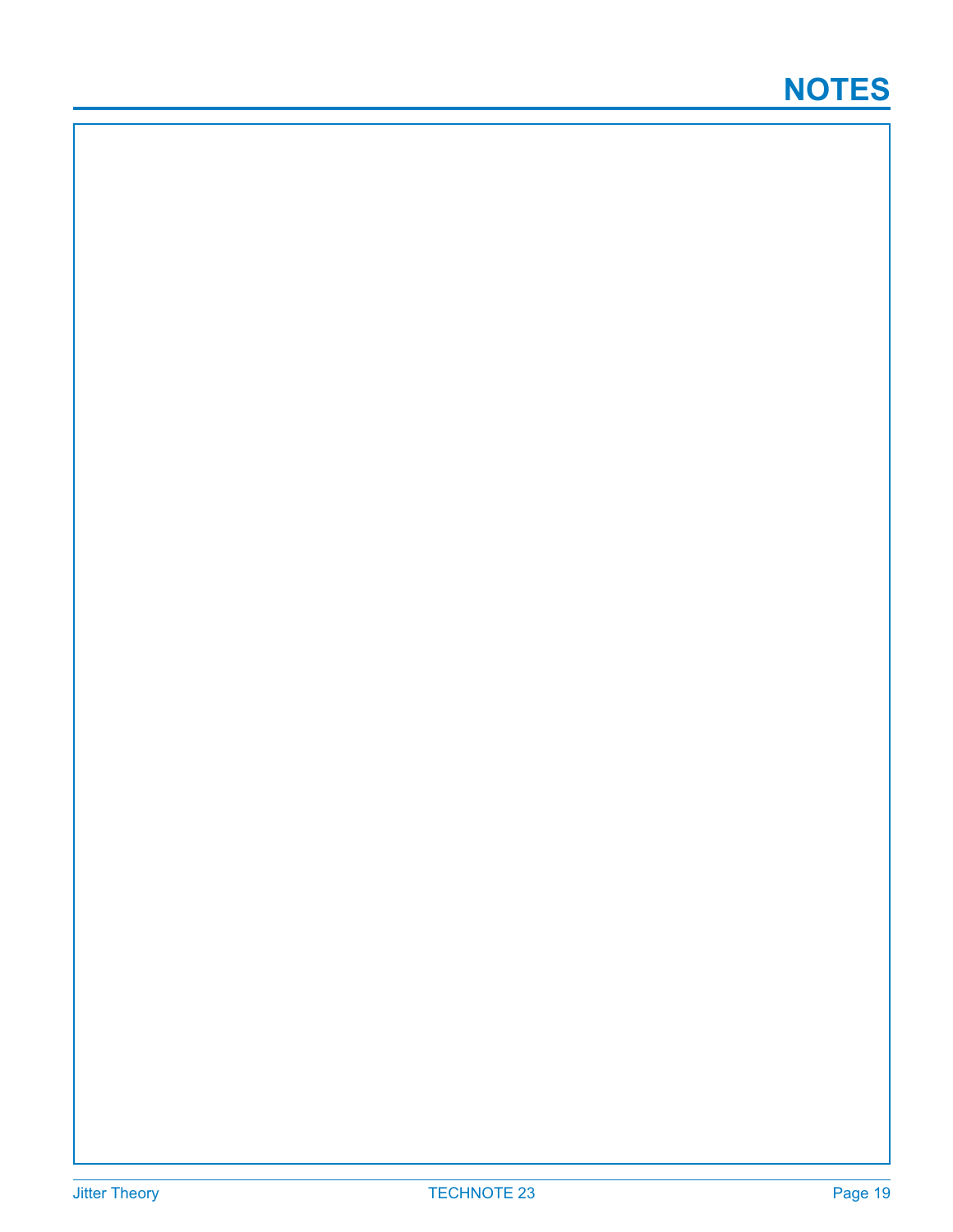# NOTES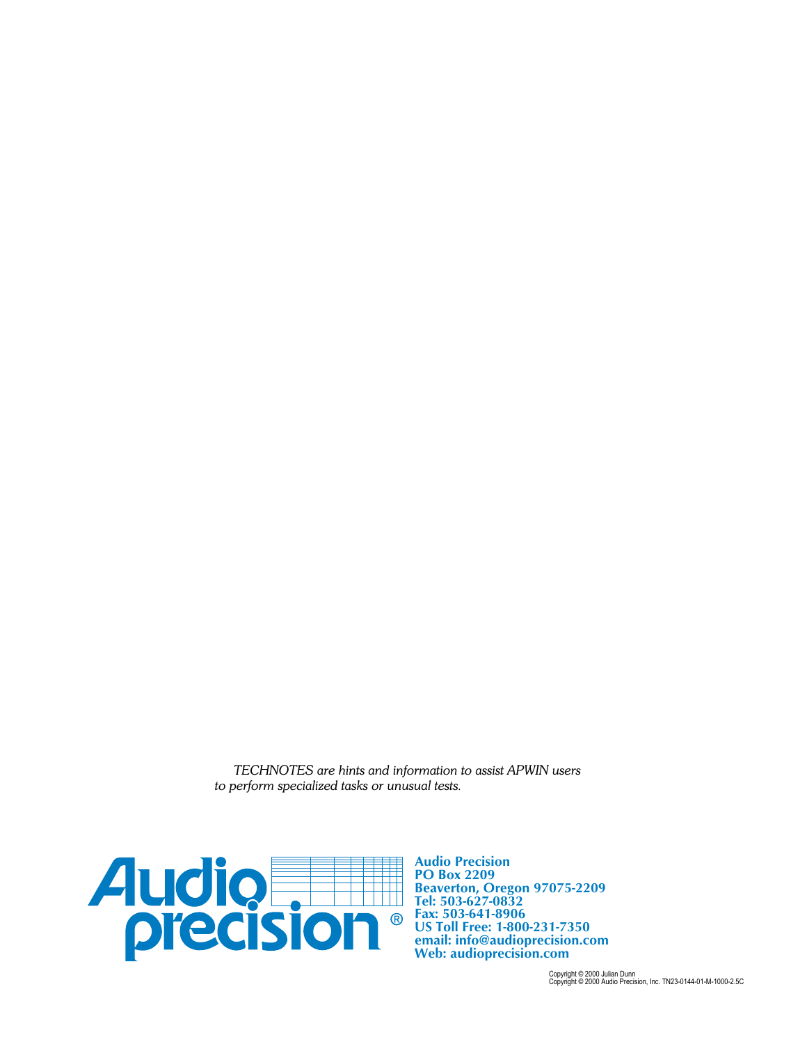*TECHNOTES are hints and information to assist APWIN users to perform specialized tasks or unusual tests.*

Audio precision®

**Audio Precision**
**PO Box 2209**
**Beaverton, Oregon 97075-2209**
**Tel: 503-627-0832**
**Fax: 503-641-8906**
**US Toll Free: 1-800-231-7350**
**email: info@audioprecision.com**
**Web: audioprecision.com**

Copyright © 2000 Julian Dunn
Copyright © 2000 Audio Precision, Inc. TN23-0144-01-M-1000-2.5C